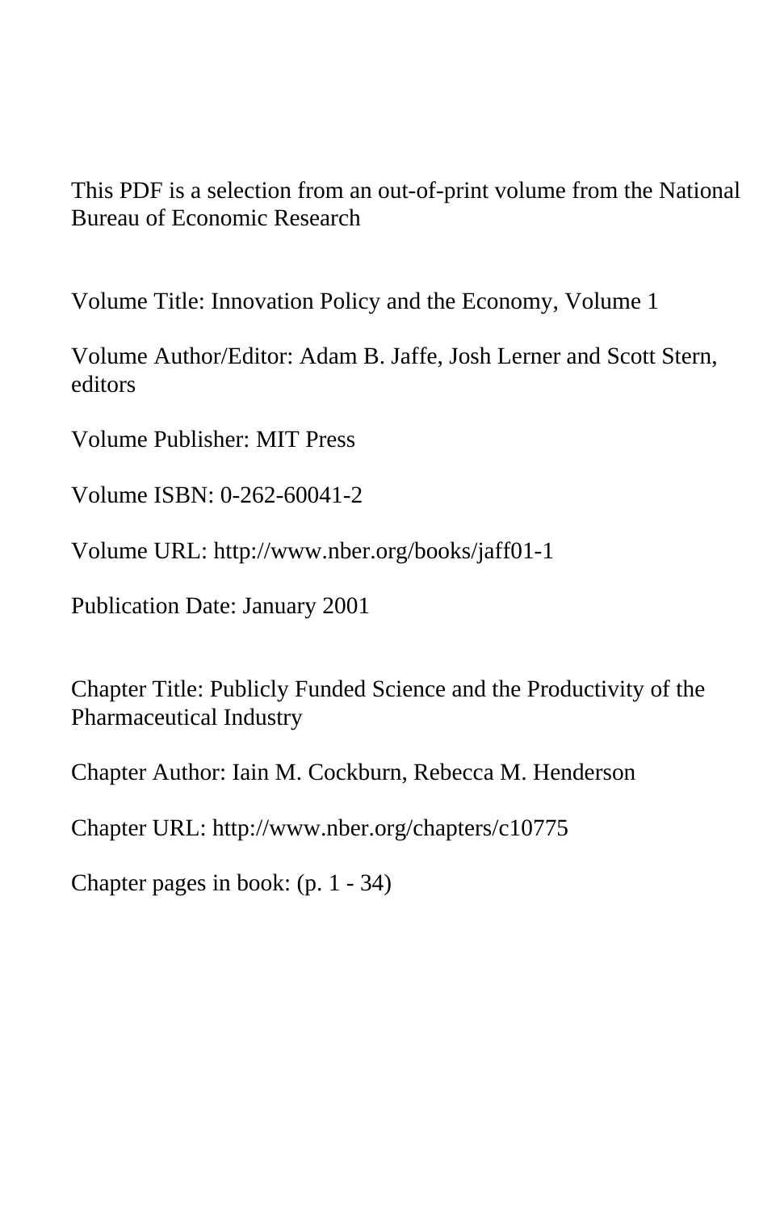This PDF is a selection from an out-of-print volume from the National Bureau of Economic Research

Volume Title: Innovation Policy and the Economy, Volume 1

Volume Author/Editor: Adam B. Jaffe, Josh Lerner and Scott Stern, editors

Volume Publisher: MIT Press

Volume ISBN: 0-262-60041-2

Volume URL: http://www.nber.org/books/jaff01-1

Publication Date: January 2001

Chapter Title: Publicly Funded Science and the Productivity of the Pharmaceutical Industry

Chapter Author: Iain M. Cockburn, Rebecca M. Henderson

Chapter URL: http://www.nber.org/chapters/c10775

Chapter pages in book: (p. 1 - 34)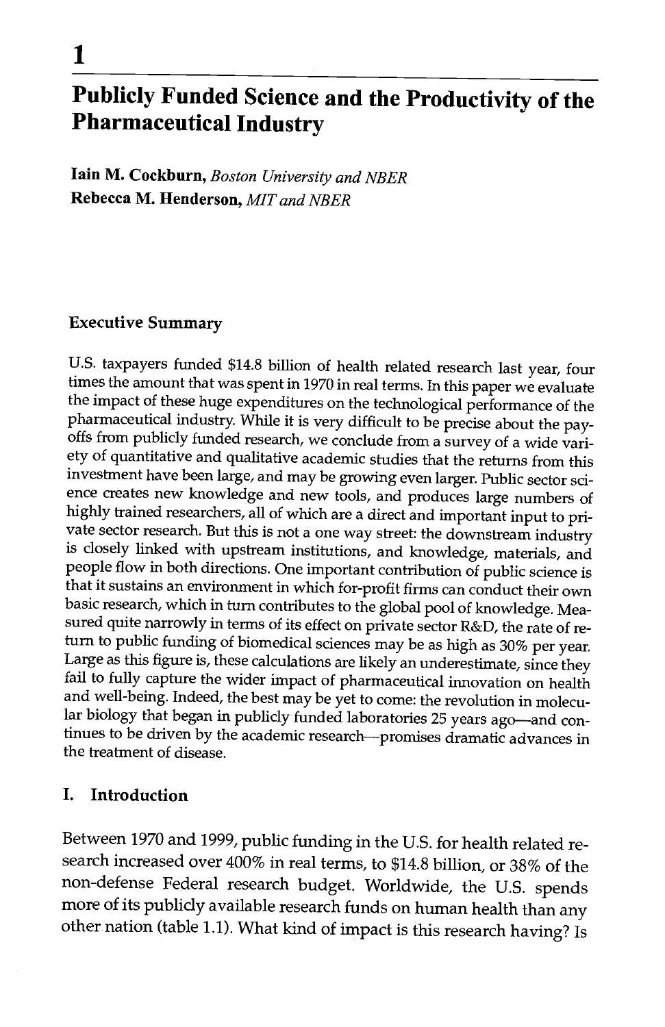# 1

## Publicly Funded Science and the Productivity of the Pharmaceutical Industry

**Iain M. Cockburn,** *Boston University and NBER*
**Rebecca M. Henderson,** *MIT and NBER*

### Executive Summary

U.S. taxpayers funded $14.8 billion of health related research last year, four times the amount that was spent in 1970 in real terms. In this paper we evaluate the impact of these huge expenditures on the technological performance of the pharmaceutical industry. While it is very difficult to be precise about the payoffs from publicly funded research, we conclude from a survey of a wide variety of quantitative and qualitative academic studies that the returns from this investment have been large, and may be growing even larger. Public sector science creates new knowledge and new tools, and produces large numbers of highly trained researchers, all of which are a direct and important input to private sector research. But this is not a one way street: the downstream industry is closely linked with upstream institutions, and knowledge, materials, and people flow in both directions. One important contribution of public science is that it sustains an environment in which for-profit firms can conduct their own basic research, which in turn contributes to the global pool of knowledge. Measured quite narrowly in terms of its effect on private sector R&D, the rate of return to public funding of biomedical sciences may be as high as 30% per year. Large as this figure is, these calculations are likely an underestimate, since they fail to fully capture the wider impact of pharmaceutical innovation on health and well-being. Indeed, the best may be yet to come: the revolution in molecular biology that began in publicly funded laboratories 25 years ago—and continues to be driven by the academic research—promises dramatic advances in the treatment of disease.

### I. Introduction

Between 1970 and 1999, public funding in the U.S. for health related research increased over 400% in real terms, to $14.8 billion, or 38% of the non-defense Federal research budget. Worldwide, the U.S. spends more of its publicly available research funds on human health than any other nation (table 1.1). What kind of impact is this research having? Is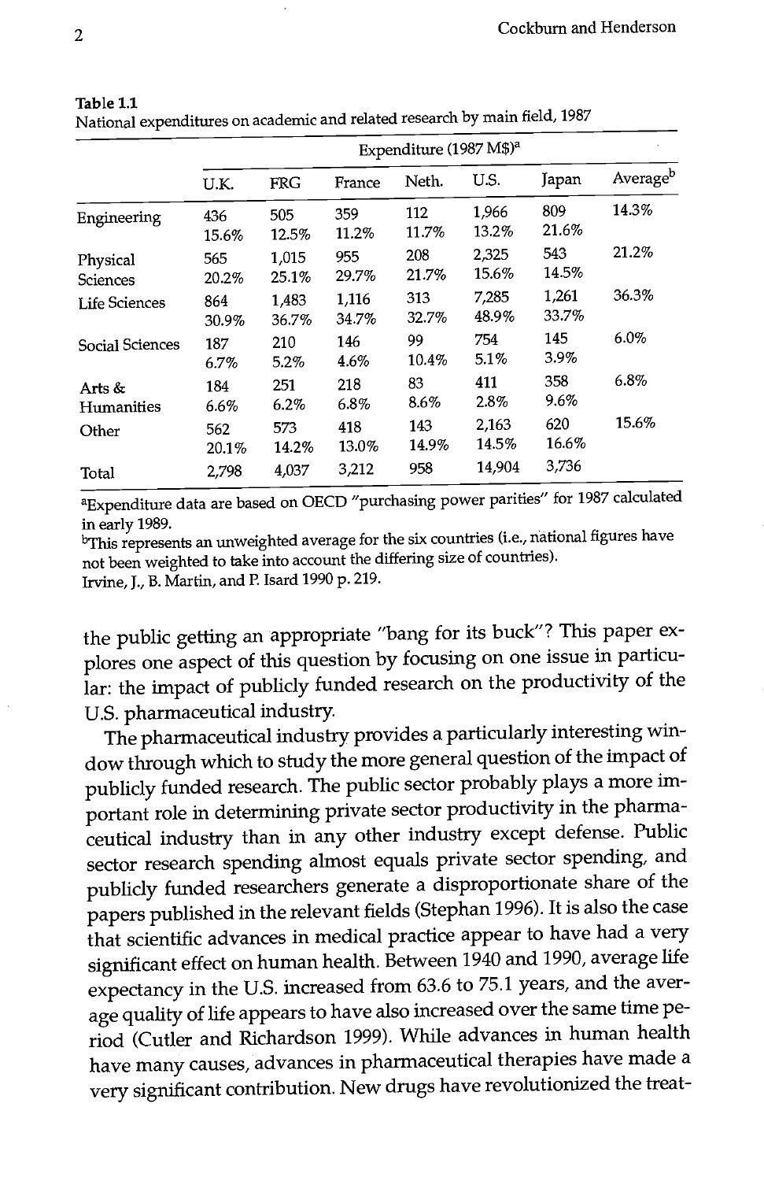**Table 1.1**
National expenditures on academic and related research by main field, 1987

| | Expenditure (1987 M$)[a] | | | | | | |
|---|---|---|---|---|---|---|---|
| | U.K. | FRG | France | Neth. | U.S. | Japan | Average[b] |
| Engineering | 436<br>15.6% | 505<br>12.5% | 359<br>11.2% | 112<br>11.7% | 1,966<br>13.2% | 809<br>21.6% | 14.3% |
| Physical Sciences | 565<br>20.2% | 1,015<br>25.1% | 955<br>29.7% | 208<br>21.7% | 2,325<br>15.6% | 543<br>14.5% | 21.2% |
| Life Sciences | 864<br>30.9% | 1,483<br>36.7% | 1,116<br>34.7% | 313<br>32.7% | 7,285<br>48.9% | 1,261<br>33.7% | 36.3% |
| Social Sciences | 187<br>6.7% | 210<br>5.2% | 146<br>4.6% | 99<br>10.4% | 754<br>5.1% | 145<br>3.9% | 6.0% |
| Arts & Humanities | 184<br>6.6% | 251<br>6.2% | 218<br>6.8% | 83<br>8.6% | 411<br>2.8% | 358<br>9.6% | 6.8% |
| Other | 562<br>20.1% | 573<br>14.2% | 418<br>13.0% | 143<br>14.9% | 2,163<br>14.5% | 620<br>16.6% | 15.6% |
| Total | 2,798 | 4,037 | 3,212 | 958 | 14,904 | 3,736 | |

[a]Expenditure data are based on OECD "purchasing power parities" for 1987 calculated in early 1989.
[b]This represents an unweighted average for the six countries (i.e., national figures have not been weighted to take into account the differing size of countries).
Irvine, J., B. Martin, and P. Isard 1990 p. 219.

the public getting an appropriate "bang for its buck"? This paper explores one aspect of this question by focusing on one issue in particular: the impact of publicly funded research on the productivity of the U.S. pharmaceutical industry.

The pharmaceutical industry provides a particularly interesting window through which to study the more general question of the impact of publicly funded research. The public sector probably plays a more important role in determining private sector productivity in the pharmaceutical industry than in any other industry except defense. Public sector research spending almost equals private sector spending, and publicly funded researchers generate a disproportionate share of the papers published in the relevant fields (Stephan 1996). It is also the case that scientific advances in medical practice appear to have had a very significant effect on human health. Between 1940 and 1990, average life expectancy in the U.S. increased from 63.6 to 75.1 years, and the average quality of life appears to have also increased over the same time period (Cutler and Richardson 1999). While advances in human health have many causes, advances in pharmaceutical therapies have made a very significant contribution. New drugs have revolutionized the treat-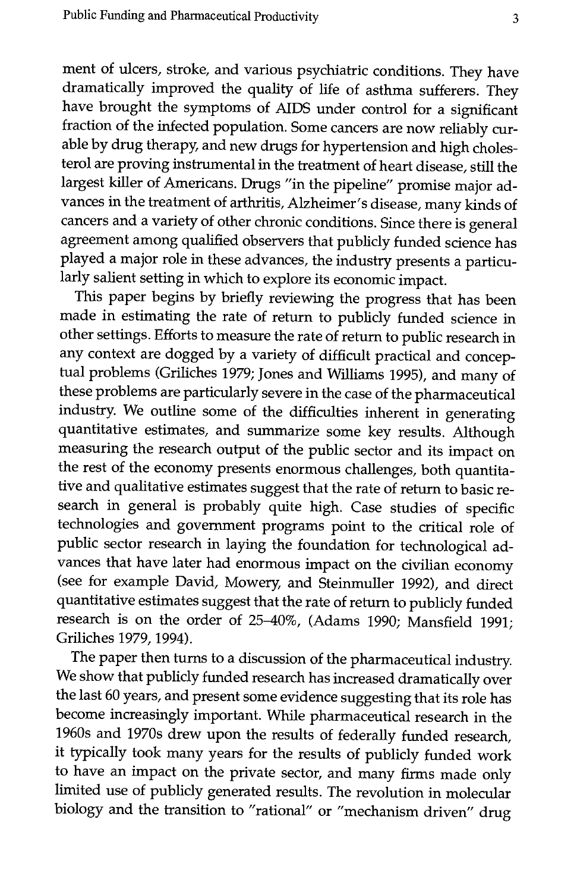ment of ulcers, stroke, and various psychiatric conditions. They have dramatically improved the quality of life of asthma sufferers. They have brought the symptoms of AIDS under control for a significant fraction of the infected population. Some cancers are now reliably curable by drug therapy, and new drugs for hypertension and high cholesterol are proving instrumental in the treatment of heart disease, still the largest killer of Americans. Drugs "in the pipeline" promise major advances in the treatment of arthritis, Alzheimer's disease, many kinds of cancers and a variety of other chronic conditions. Since there is general agreement among qualified observers that publicly funded science has played a major role in these advances, the industry presents a particularly salient setting in which to explore its economic impact.

This paper begins by briefly reviewing the progress that has been made in estimating the rate of return to publicly funded science in other settings. Efforts to measure the rate of return to public research in any context are dogged by a variety of difficult practical and conceptual problems (Griliches 1979; Jones and Williams 1995), and many of these problems are particularly severe in the case of the pharmaceutical industry. We outline some of the difficulties inherent in generating quantitative estimates, and summarize some key results. Although measuring the research output of the public sector and its impact on the rest of the economy presents enormous challenges, both quantitative and qualitative estimates suggest that the rate of return to basic research in general is probably quite high. Case studies of specific technologies and government programs point to the critical role of public sector research in laying the foundation for technological advances that have later had enormous impact on the civilian economy (see for example David, Mowery, and Steinmuller 1992), and direct quantitative estimates suggest that the rate of return to publicly funded research is on the order of 25–40%, (Adams 1990; Mansfield 1991; Griliches 1979, 1994).

The paper then turns to a discussion of the pharmaceutical industry. We show that publicly funded research has increased dramatically over the last 60 years, and present some evidence suggesting that its role has become increasingly important. While pharmaceutical research in the 1960s and 1970s drew upon the results of federally funded research, it typically took many years for the results of publicly funded work to have an impact on the private sector, and many firms made only limited use of publicly generated results. The revolution in molecular biology and the transition to "rational" or "mechanism driven" drug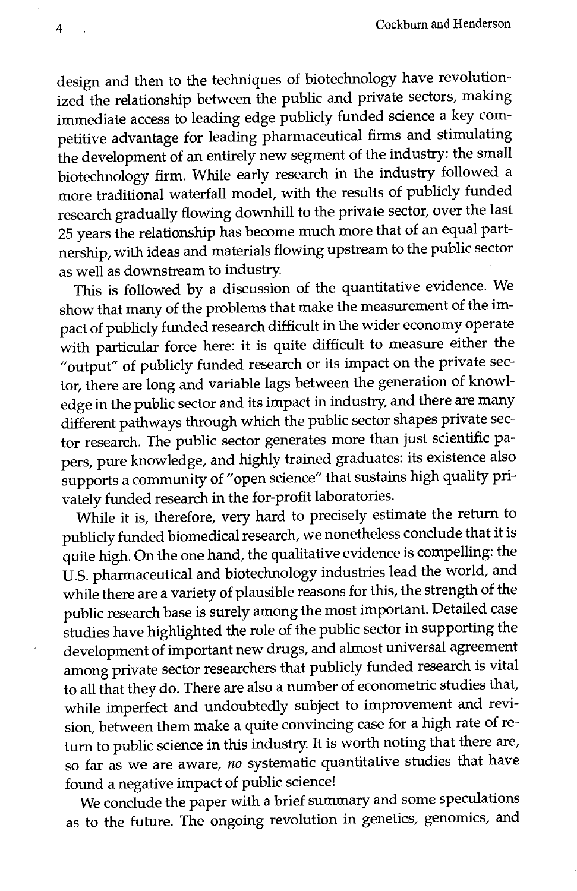design and then to the techniques of biotechnology have revolutionized the relationship between the public and private sectors, making immediate access to leading edge publicly funded science a key competitive advantage for leading pharmaceutical firms and stimulating the development of an entirely new segment of the industry: the small biotechnology firm. While early research in the industry followed a more traditional waterfall model, with the results of publicly funded research gradually flowing downhill to the private sector, over the last 25 years the relationship has become much more that of an equal partnership, with ideas and materials flowing upstream to the public sector as well as downstream to industry.

This is followed by a discussion of the quantitative evidence. We show that many of the problems that make the measurement of the impact of publicly funded research difficult in the wider economy operate with particular force here: it is quite difficult to measure either the "output" of publicly funded research or its impact on the private sector, there are long and variable lags between the generation of knowledge in the public sector and its impact in industry, and there are many different pathways through which the public sector shapes private sector research. The public sector generates more than just scientific papers, pure knowledge, and highly trained graduates: its existence also supports a community of "open science" that sustains high quality privately funded research in the for-profit laboratories.

While it is, therefore, very hard to precisely estimate the return to publicly funded biomedical research, we nonetheless conclude that it is quite high. On the one hand, the qualitative evidence is compelling: the U.S. pharmaceutical and biotechnology industries lead the world, and while there are a variety of plausible reasons for this, the strength of the public research base is surely among the most important. Detailed case studies have highlighted the role of the public sector in supporting the development of important new drugs, and almost universal agreement among private sector researchers that publicly funded research is vital to all that they do. There are also a number of econometric studies that, while imperfect and undoubtedly subject to improvement and revision, between them make a quite convincing case for a high rate of return to public science in this industry. It is worth noting that there are, so far as we are aware, *no* systematic quantitative studies that have found a negative impact of public science!

We conclude the paper with a brief summary and some speculations as to the future. The ongoing revolution in genetics, genomics, and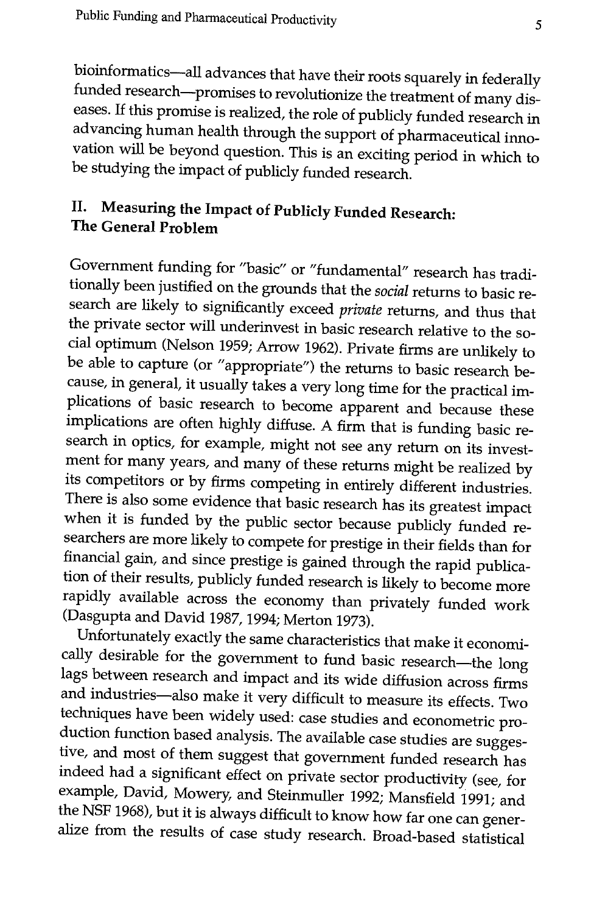bioinformatics—all advances that have their roots squarely in federally funded research—promises to revolutionize the treatment of many diseases. If this promise is realized, the role of publicly funded research in advancing human health through the support of pharmaceutical innovation will be beyond question. This is an exciting period in which to be studying the impact of publicly funded research.

## II. Measuring the Impact of Publicly Funded Research: The General Problem

Government funding for "basic" or "fundamental" research has traditionally been justified on the grounds that the *social* returns to basic research are likely to significantly exceed *private* returns, and thus that the private sector will underinvest in basic research relative to the social optimum (Nelson 1959; Arrow 1962). Private firms are unlikely to be able to capture (or "appropriate") the returns to basic research because, in general, it usually takes a very long time for the practical implications of basic research to become apparent and because these implications are often highly diffuse. A firm that is funding basic research in optics, for example, might not see any return on its investment for many years, and many of these returns might be realized by its competitors or by firms competing in entirely different industries. There is also some evidence that basic research has its greatest impact when it is funded by the public sector because publicly funded researchers are more likely to compete for prestige in their fields than for financial gain, and since prestige is gained through the rapid publication of their results, publicly funded research is likely to become more rapidly available across the economy than privately funded work (Dasgupta and David 1987, 1994; Merton 1973).

Unfortunately exactly the same characteristics that make it economically desirable for the government to fund basic research—the long lags between research and impact and its wide diffusion across firms and industries—also make it very difficult to measure its effects. Two techniques have been widely used: case studies and econometric production function based analysis. The available case studies are suggestive, and most of them suggest that government funded research has indeed had a significant effect on private sector productivity (see, for example, David, Mowery, and Steinmuller 1992; Mansfield 1991; and the NSF 1968), but it is always difficult to know how far one can generalize from the results of case study research. Broad-based statistical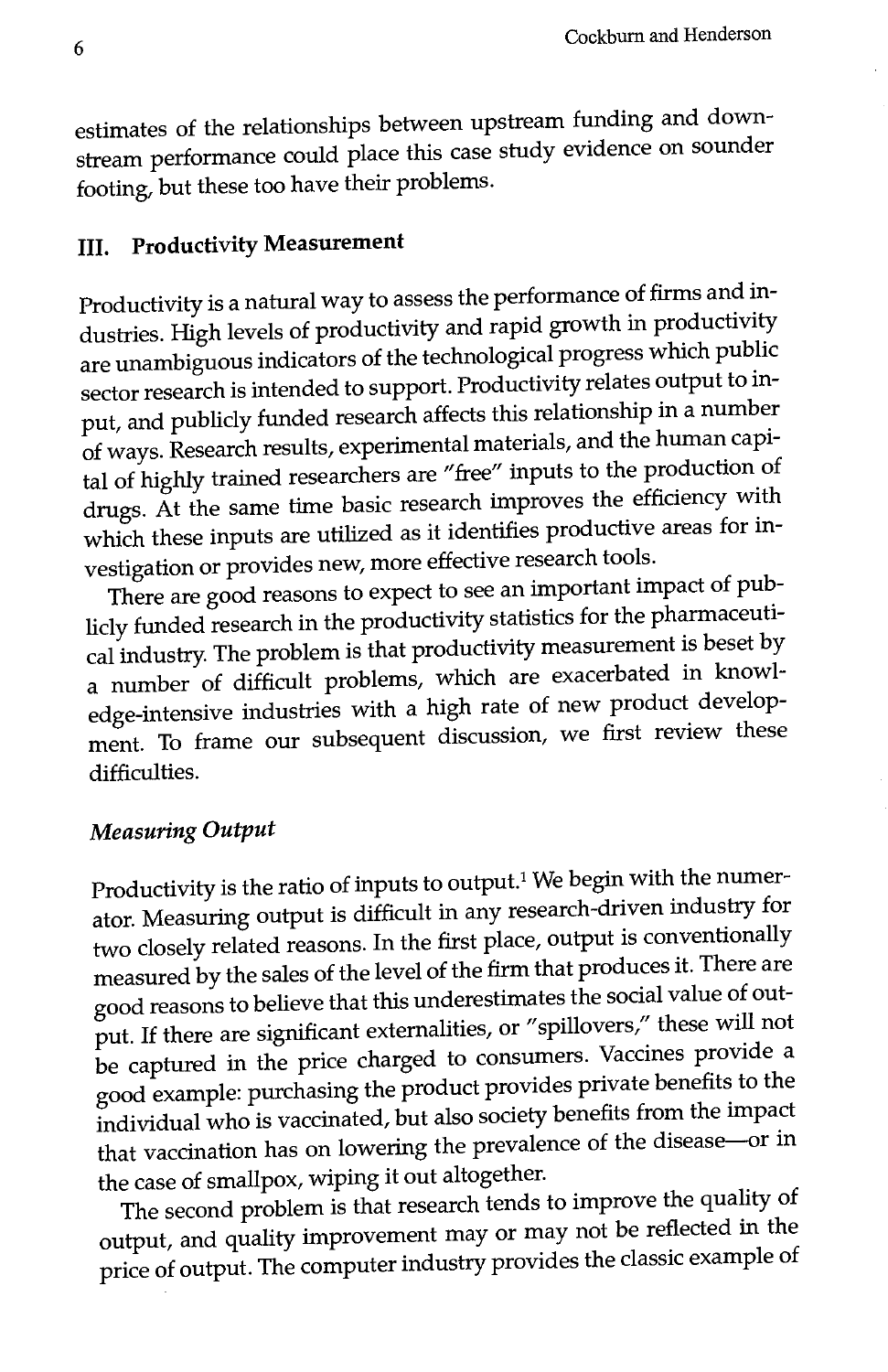estimates of the relationships between upstream funding and downstream performance could place this case study evidence on sounder footing, but these too have their problems.

## III. Productivity Measurement

Productivity is a natural way to assess the performance of firms and industries. High levels of productivity and rapid growth in productivity are unambiguous indicators of the technological progress which public sector research is intended to support. Productivity relates output to input, and publicly funded research affects this relationship in a number of ways. Research results, experimental materials, and the human capital of highly trained researchers are "free" inputs to the production of drugs. At the same time basic research improves the efficiency with which these inputs are utilized as it identifies productive areas for investigation or provides new, more effective research tools.

There are good reasons to expect to see an important impact of publicly funded research in the productivity statistics for the pharmaceutical industry. The problem is that productivity measurement is beset by a number of difficult problems, which are exacerbated in knowledge-intensive industries with a high rate of new product development. To frame our subsequent discussion, we first review these difficulties.

### *Measuring Output*

Productivity is the ratio of inputs to output.[1] We begin with the numerator. Measuring output is difficult in any research-driven industry for two closely related reasons. In the first place, output is conventionally measured by the sales of the level of the firm that produces it. There are good reasons to believe that this underestimates the social value of output. If there are significant externalities, or "spillovers," these will not be captured in the price charged to consumers. Vaccines provide a good example: purchasing the product provides private benefits to the individual who is vaccinated, but also society benefits from the impact that vaccination has on lowering the prevalence of the disease—or in the case of smallpox, wiping it out altogether.

The second problem is that research tends to improve the quality of output, and quality improvement may or may not be reflected in the price of output. The computer industry provides the classic example of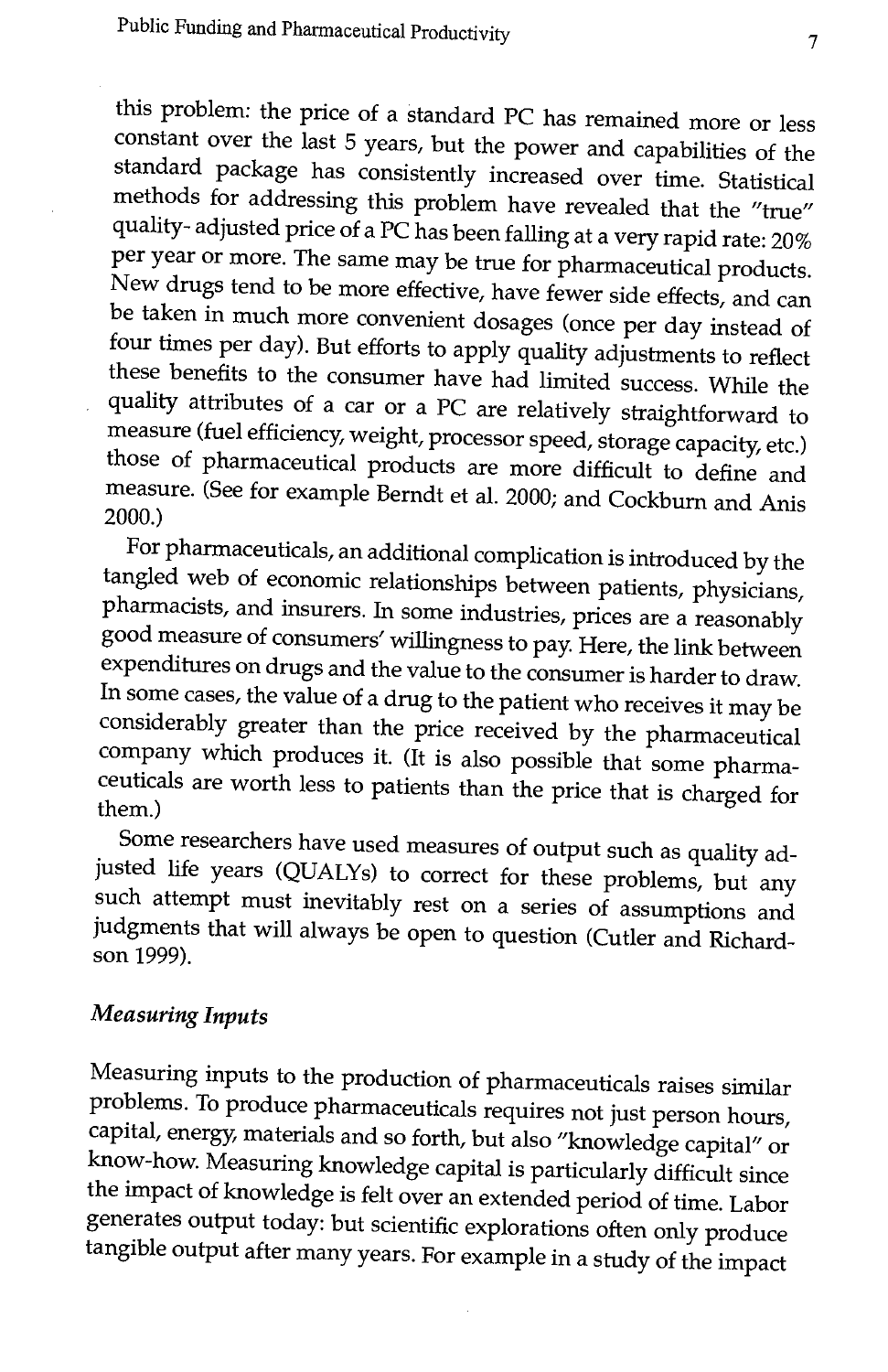this problem: the price of a standard PC has remained more or less constant over the last 5 years, but the power and capabilities of the standard package has consistently increased over time. Statistical methods for addressing this problem have revealed that the "true" quality- adjusted price of a PC has been falling at a very rapid rate: 20% per year or more. The same may be true for pharmaceutical products. New drugs tend to be more effective, have fewer side effects, and can be taken in much more convenient dosages (once per day instead of four times per day). But efforts to apply quality adjustments to reflect these benefits to the consumer have had limited success. While the quality attributes of a car or a PC are relatively straightforward to measure (fuel efficiency, weight, processor speed, storage capacity, etc.) those of pharmaceutical products are more difficult to define and measure. (See for example Berndt et al. 2000; and Cockburn and Anis 2000.)

For pharmaceuticals, an additional complication is introduced by the tangled web of economic relationships between patients, physicians, pharmacists, and insurers. In some industries, prices are a reasonably good measure of consumers' willingness to pay. Here, the link between expenditures on drugs and the value to the consumer is harder to draw. In some cases, the value of a drug to the patient who receives it may be considerably greater than the price received by the pharmaceutical company which produces it. (It is also possible that some pharmaceuticals are worth less to patients than the price that is charged for them.)

Some researchers have used measures of output such as quality adjusted life years (QUALYs) to correct for these problems, but any such attempt must inevitably rest on a series of assumptions and judgments that will always be open to question (Cutler and Richardson 1999).

### *Measuring Inputs*

Measuring inputs to the production of pharmaceuticals raises similar problems. To produce pharmaceuticals requires not just person hours, capital, energy, materials and so forth, but also "knowledge capital" or know-how. Measuring knowledge capital is particularly difficult since the impact of knowledge is felt over an extended period of time. Labor generates output today: but scientific explorations often only produce tangible output after many years. For example in a study of the impact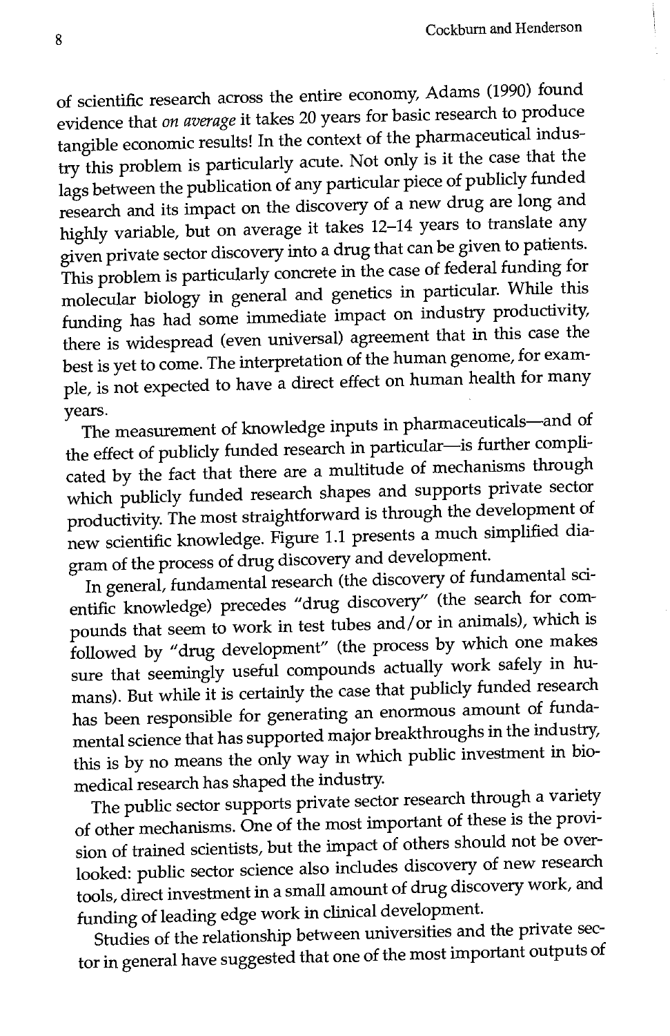of scientific research across the entire economy, Adams (1990) found evidence that *on average* it takes 20 years for basic research to produce tangible economic results! In the context of the pharmaceutical industry this problem is particularly acute. Not only is it the case that the lags between the publication of any particular piece of publicly funded research and its impact on the discovery of a new drug are long and highly variable, but on average it takes 12–14 years to translate any given private sector discovery into a drug that can be given to patients. This problem is particularly concrete in the case of federal funding for molecular biology in general and genetics in particular. While this funding has had some immediate impact on industry productivity, there is widespread (even universal) agreement that in this case the best is yet to come. The interpretation of the human genome, for example, is not expected to have a direct effect on human health for many years.

The measurement of knowledge inputs in pharmaceuticals—and of the effect of publicly funded research in particular—is further complicated by the fact that there are a multitude of mechanisms through which publicly funded research shapes and supports private sector productivity. The most straightforward is through the development of new scientific knowledge. Figure 1.1 presents a much simplified diagram of the process of drug discovery and development.

In general, fundamental research (the discovery of fundamental scientific knowledge) precedes "drug discovery" (the search for compounds that seem to work in test tubes and/or in animals), which is followed by "drug development" (the process by which one makes sure that seemingly useful compounds actually work safely in humans). But while it is certainly the case that publicly funded research has been responsible for generating an enormous amount of fundamental science that has supported major breakthroughs in the industry, this is by no means the only way in which public investment in biomedical research has shaped the industry.

The public sector supports private sector research through a variety of other mechanisms. One of the most important of these is the provision of trained scientists, but the impact of others should not be overlooked: public sector science also includes discovery of new research tools, direct investment in a small amount of drug discovery work, and funding of leading edge work in clinical development.

Studies of the relationship between universities and the private sector in general have suggested that one of the most important outputs of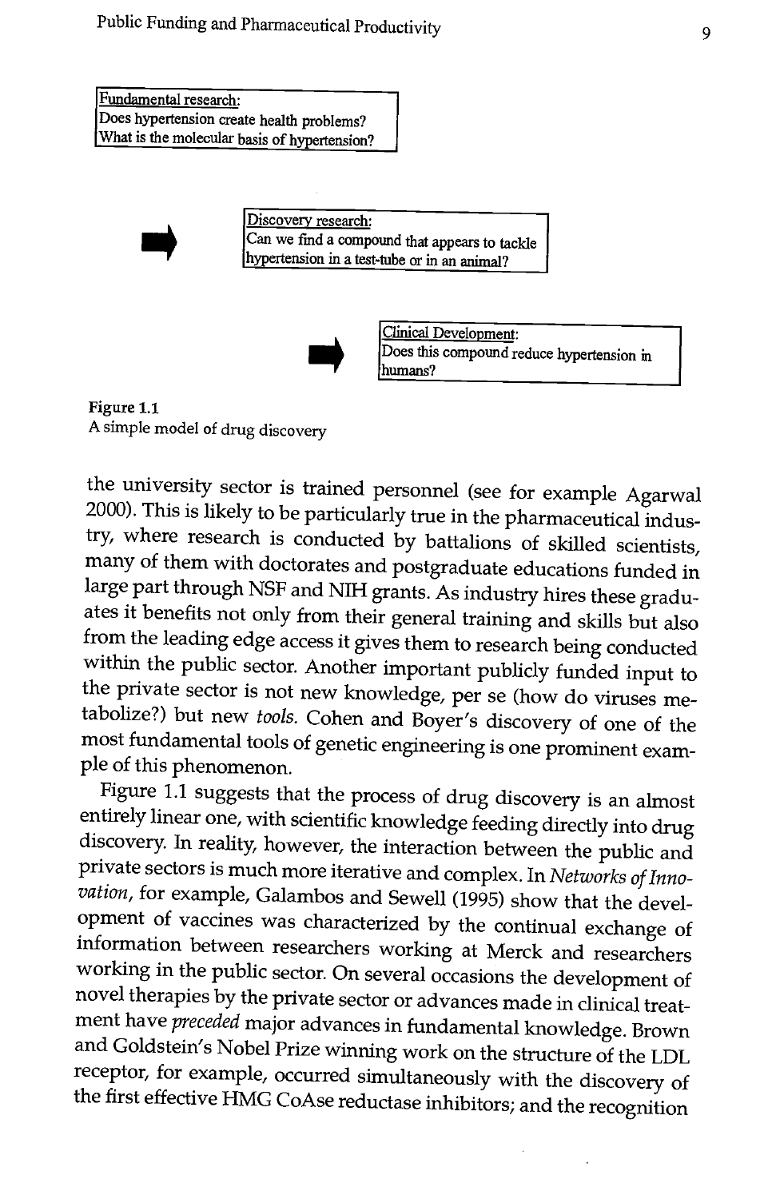Fundamental research:
Does hypertension create health problems?
What is the molecular basis of hypertension?

Discovery research:
Can we find a compound that appears to tackle hypertension in a test-tube or in an animal?

Clinical Development:
Does this compound reduce hypertension in humans?

**Figure 1.1**
A simple model of drug discovery

the university sector is trained personnel (see for example Agarwal 2000). This is likely to be particularly true in the pharmaceutical industry, where research is conducted by battalions of skilled scientists, many of them with doctorates and postgraduate educations funded in large part through NSF and NIH grants. As industry hires these graduates it benefits not only from their general training and skills but also from the leading edge access it gives them to research being conducted within the public sector. Another important publicly funded input to the private sector is not new knowledge, per se (how do viruses metabolize?) but new *tools*. Cohen and Boyer's discovery of one of the most fundamental tools of genetic engineering is one prominent example of this phenomenon.

Figure 1.1 suggests that the process of drug discovery is an almost entirely linear one, with scientific knowledge feeding directly into drug discovery. In reality, however, the interaction between the public and private sectors is much more iterative and complex. In *Networks of Innovation*, for example, Galambos and Sewell (1995) show that the development of vaccines was characterized by the continual exchange of information between researchers working at Merck and researchers working in the public sector. On several occasions the development of novel therapies by the private sector or advances made in clinical treatment have *preceded* major advances in fundamental knowledge. Brown and Goldstein's Nobel Prize winning work on the structure of the LDL receptor, for example, occurred simultaneously with the discovery of the first effective HMG CoAse reductase inhibitors; and the recognition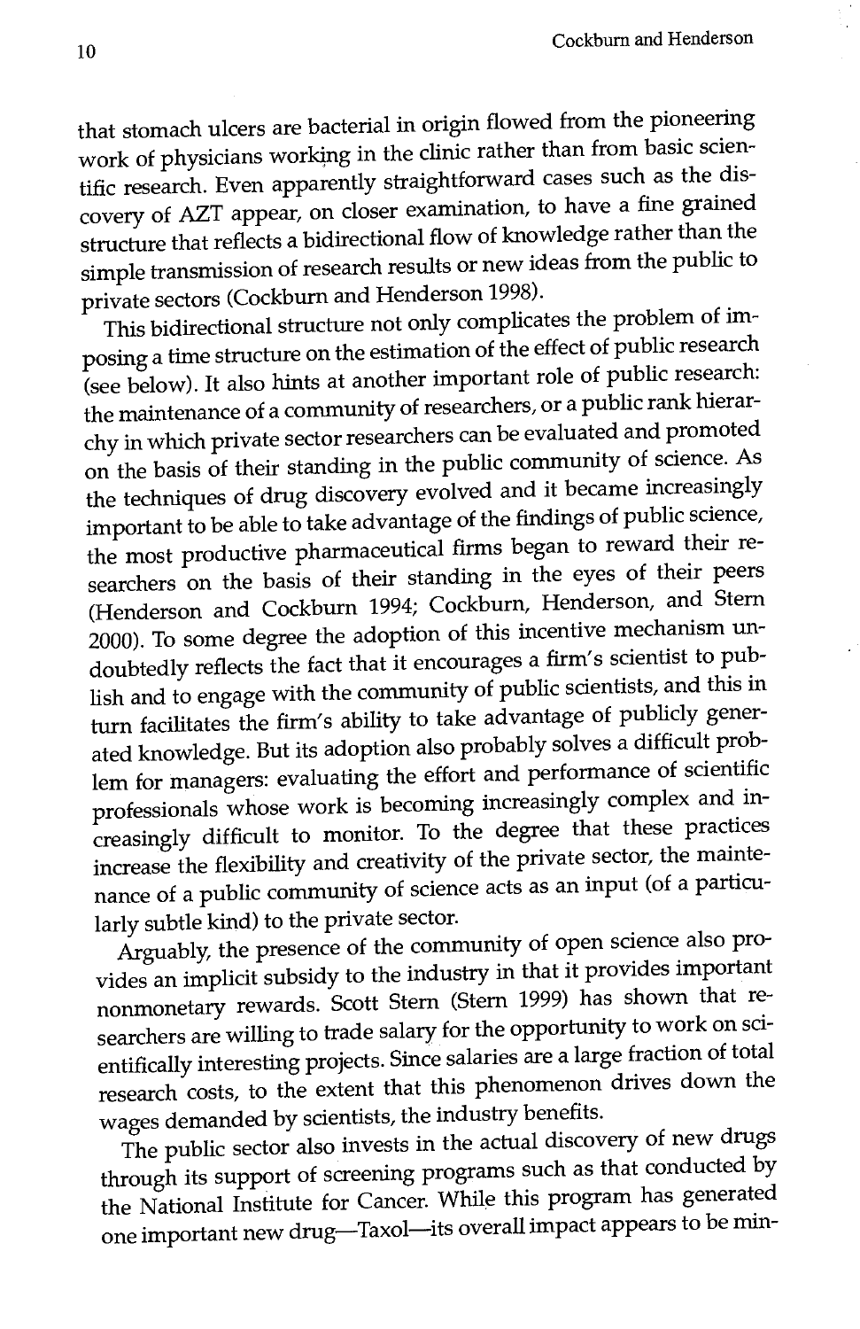that stomach ulcers are bacterial in origin flowed from the pioneering work of physicians working in the clinic rather than from basic scientific research. Even apparently straightforward cases such as the discovery of AZT appear, on closer examination, to have a fine grained structure that reflects a bidirectional flow of knowledge rather than the simple transmission of research results or new ideas from the public to private sectors (Cockburn and Henderson 1998).

This bidirectional structure not only complicates the problem of imposing a time structure on the estimation of the effect of public research (see below). It also hints at another important role of public research: the maintenance of a community of researchers, or a public rank hierarchy in which private sector researchers can be evaluated and promoted on the basis of their standing in the public community of science. As the techniques of drug discovery evolved and it became increasingly important to be able to take advantage of the findings of public science, the most productive pharmaceutical firms began to reward their researchers on the basis of their standing in the eyes of their peers (Henderson and Cockburn 1994; Cockburn, Henderson, and Stern 2000). To some degree the adoption of this incentive mechanism undoubtedly reflects the fact that it encourages a firm's scientist to publish and to engage with the community of public scientists, and this in turn facilitates the firm's ability to take advantage of publicly generated knowledge. But its adoption also probably solves a difficult problem for managers: evaluating the effort and performance of scientific professionals whose work is becoming increasingly complex and increasingly difficult to monitor. To the degree that these practices increase the flexibility and creativity of the private sector, the maintenance of a public community of science acts as an input (of a particularly subtle kind) to the private sector.

Arguably, the presence of the community of open science also provides an implicit subsidy to the industry in that it provides important nonmonetary rewards. Scott Stern (Stern 1999) has shown that researchers are willing to trade salary for the opportunity to work on scientifically interesting projects. Since salaries are a large fraction of total research costs, to the extent that this phenomenon drives down the wages demanded by scientists, the industry benefits.

The public sector also invests in the actual discovery of new drugs through its support of screening programs such as that conducted by the National Institute for Cancer. While this program has generated one important new drug—Taxol—its overall impact appears to be min-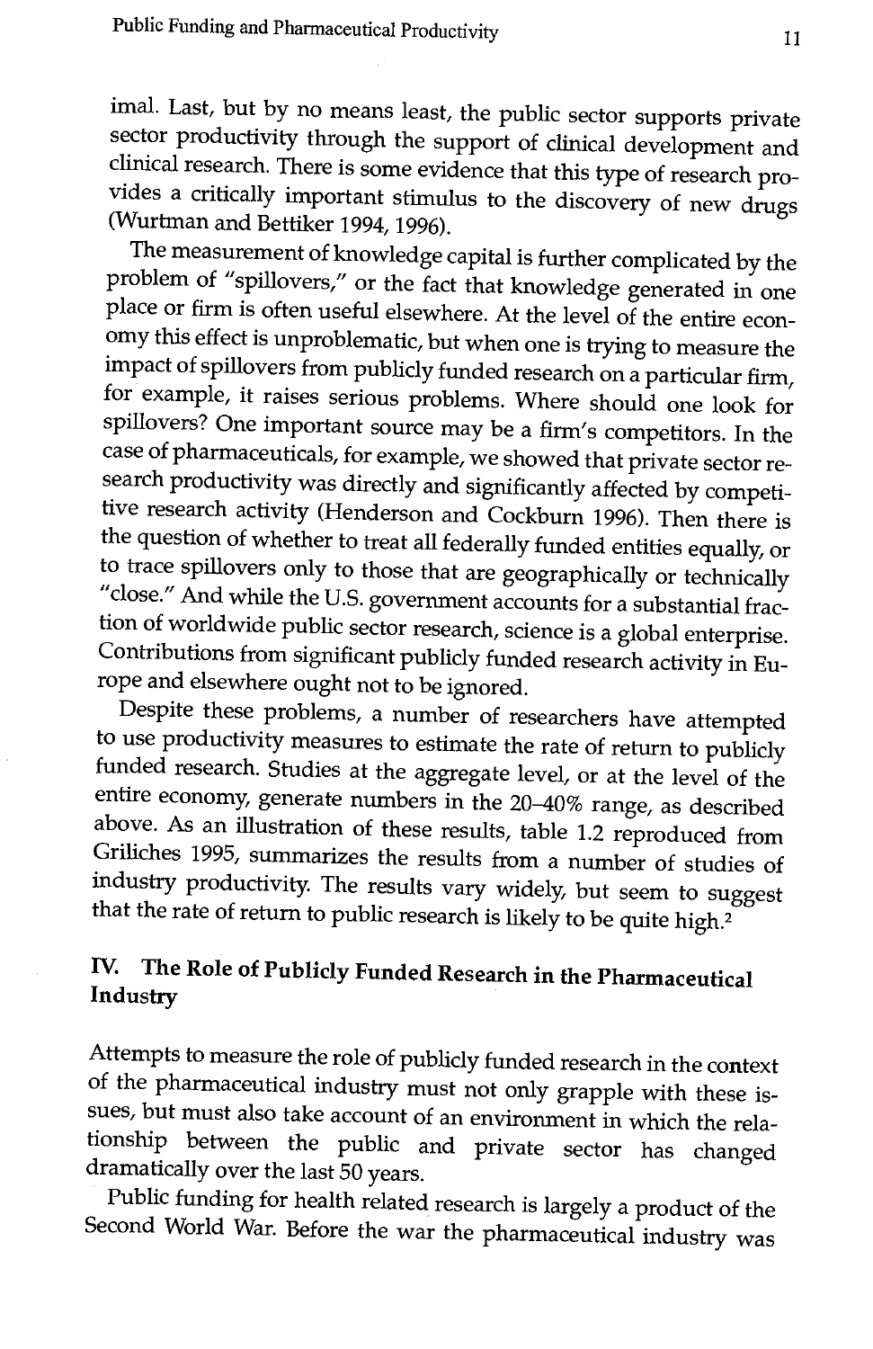imal. Last, but by no means least, the public sector supports private sector productivity through the support of clinical development and clinical research. There is some evidence that this type of research provides a critically important stimulus to the discovery of new drugs (Wurtman and Bettiker 1994, 1996).

The measurement of knowledge capital is further complicated by the problem of "spillovers," or the fact that knowledge generated in one place or firm is often useful elsewhere. At the level of the entire economy this effect is unproblematic, but when one is trying to measure the impact of spillovers from publicly funded research on a particular firm, for example, it raises serious problems. Where should one look for spillovers? One important source may be a firm's competitors. In the case of pharmaceuticals, for example, we showed that private sector research productivity was directly and significantly affected by competitive research activity (Henderson and Cockburn 1996). Then there is the question of whether to treat all federally funded entities equally, or to trace spillovers only to those that are geographically or technically "close." And while the U.S. government accounts for a substantial fraction of worldwide public sector research, science is a global enterprise. Contributions from significant publicly funded research activity in Europe and elsewhere ought not to be ignored.

Despite these problems, a number of researchers have attempted to use productivity measures to estimate the rate of return to publicly funded research. Studies at the aggregate level, or at the level of the entire economy, generate numbers in the 20–40% range, as described above. As an illustration of these results, table 1.2 reproduced from Griliches 1995, summarizes the results from a number of studies of industry productivity. The results vary widely, but seem to suggest that the rate of return to public research is likely to be quite high.[2]

## IV. The Role of Publicly Funded Research in the Pharmaceutical Industry

Attempts to measure the role of publicly funded research in the context of the pharmaceutical industry must not only grapple with these issues, but must also take account of an environment in which the relationship between the public and private sector has changed dramatically over the last 50 years.

Public funding for health related research is largely a product of the Second World War. Before the war the pharmaceutical industry was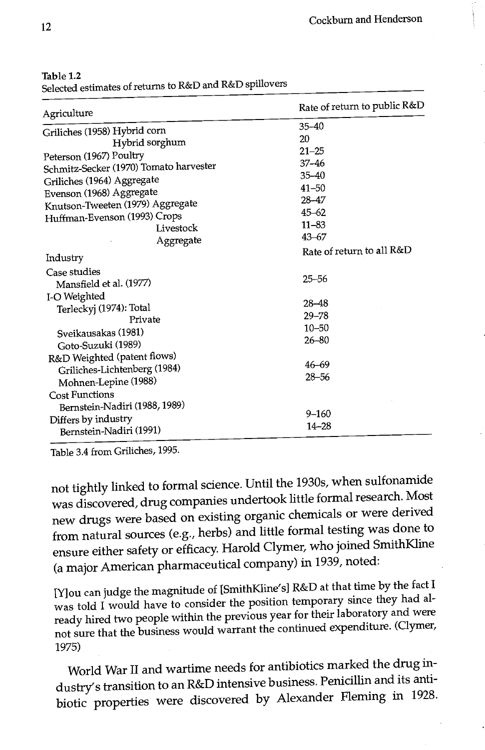**Table 1.2**
Selected estimates of returns to R&D and R&D spillovers

| Agriculture | Rate of return to public R&D |
|---|---|
| Griliches (1958) Hybrid corn | 35–40 |
| Hybrid sorghum | 20 |
| Peterson (1967) Poultry | 21–25 |
| Schmitz-Secker (1970) Tomato harvester | 37–46 |
| Griliches (1964) Aggregate | 35–40 |
| Evenson (1968) Aggregate | 41–50 |
| Knutson-Tweeten (1979) Aggregate | 28–47 |
| Huffman-Evenson (1993) Crops | 45–62 |
| Livestock | 11–83 |
| Aggregate | 43–67 |
| **Industry** | **Rate of return to all R&D** |
| Case studies | |
| Mansfield et al. (1977) | 25–56 |
| I-O Weighted | |
| Terleckyj (1974): Total | 28–48 |
| Private | 29–78 |
| Sveikausakas (1981) | 10–50 |
| Goto-Suzuki (1989) | 26–80 |
| R&D Weighted (patent flows) | |
| Griliches-Lichtenberg (1984) | 46–69 |
| Mohnen-Lepine (1988) | 28–56 |
| Cost Functions | |
| Bernstein-Nadiri (1988, 1989) | |
| Differs by industry | 9–160 |
| Bernstein-Nadiri (1991) | 14–28 |

Table 3.4 from Griliches, 1995.

not tightly linked to formal science. Until the 1930s, when sulfonamide was discovered, drug companies undertook little formal research. Most new drugs were based on existing organic chemicals or were derived from natural sources (e.g., herbs) and little formal testing was done to ensure either safety or efficacy. Harold Clymer, who joined SmithKline (a major American pharmaceutical company) in 1939, noted:

> [Y]ou can judge the magnitude of [SmithKline's] R&D at that time by the fact I was told I would have to consider the position temporary since they had already hired two people within the previous year for their laboratory and were not sure that the business would warrant the continued expenditure. (Clymer, 1975)

World War II and wartime needs for antibiotics marked the drug industry's transition to an R&D intensive business. Penicillin and its antibiotic properties were discovered by Alexander Fleming in 1928.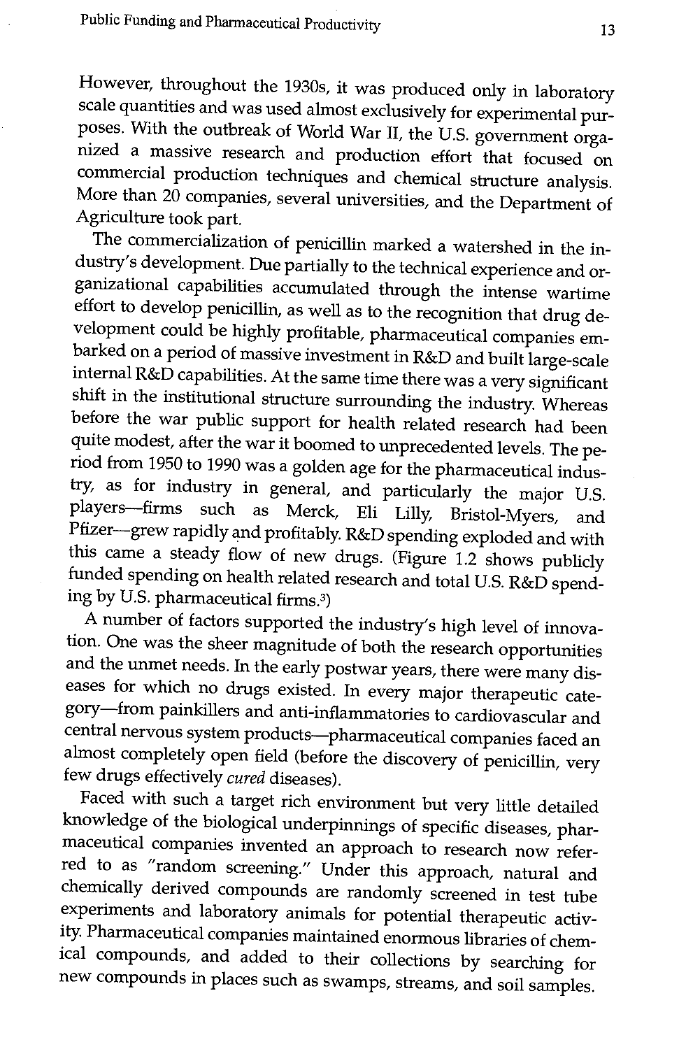However, throughout the 1930s, it was produced only in laboratory scale quantities and was used almost exclusively for experimental purposes. With the outbreak of World War II, the U.S. government organized a massive research and production effort that focused on commercial production techniques and chemical structure analysis. More than 20 companies, several universities, and the Department of Agriculture took part.

The commercialization of penicillin marked a watershed in the industry's development. Due partially to the technical experience and organizational capabilities accumulated through the intense wartime effort to develop penicillin, as well as to the recognition that drug development could be highly profitable, pharmaceutical companies embarked on a period of massive investment in R&D and built large-scale internal R&D capabilities. At the same time there was a very significant shift in the institutional structure surrounding the industry. Whereas before the war public support for health related research had been quite modest, after the war it boomed to unprecedented levels. The period from 1950 to 1990 was a golden age for the pharmaceutical industry, as for industry in general, and particularly the major U.S. players—firms such as Merck, Eli Lilly, Bristol-Myers, and Pfizer—grew rapidly and profitably. R&D spending exploded and with this came a steady flow of new drugs. (Figure 1.2 shows publicly funded spending on health related research and total U.S. R&D spending by U.S. pharmaceutical firms.[3])

A number of factors supported the industry's high level of innovation. One was the sheer magnitude of both the research opportunities and the unmet needs. In the early postwar years, there were many diseases for which no drugs existed. In every major therapeutic category—from painkillers and anti-inflammatories to cardiovascular and central nervous system products—pharmaceutical companies faced an almost completely open field (before the discovery of penicillin, very few drugs effectively *cured* diseases).

Faced with such a target rich environment but very little detailed knowledge of the biological underpinnings of specific diseases, pharmaceutical companies invented an approach to research now referred to as "random screening." Under this approach, natural and chemically derived compounds are randomly screened in test tube experiments and laboratory animals for potential therapeutic activity. Pharmaceutical companies maintained enormous libraries of chemical compounds, and added to their collections by searching for new compounds in places such as swamps, streams, and soil samples.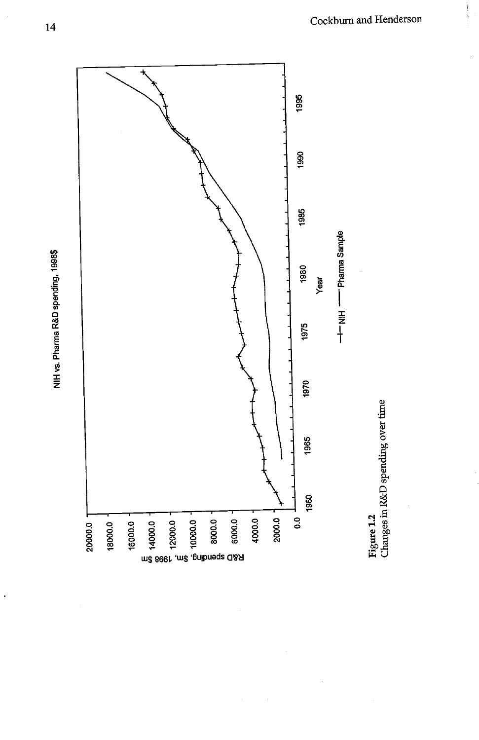NIH vs. Pharma R&D spending, 1998$

R&D spending, $m, 1998 $m

20000.0
18000.0
16000.0
14000.0
12000.0
10000.0
8000.0
6000.0
4000.0
2000.0
0.0

1960
1965
1970
1975
1980
1985
1990
1995

Year

NIH — Pharma Sample

**Figure 1.2**
Changes in R&D spending over time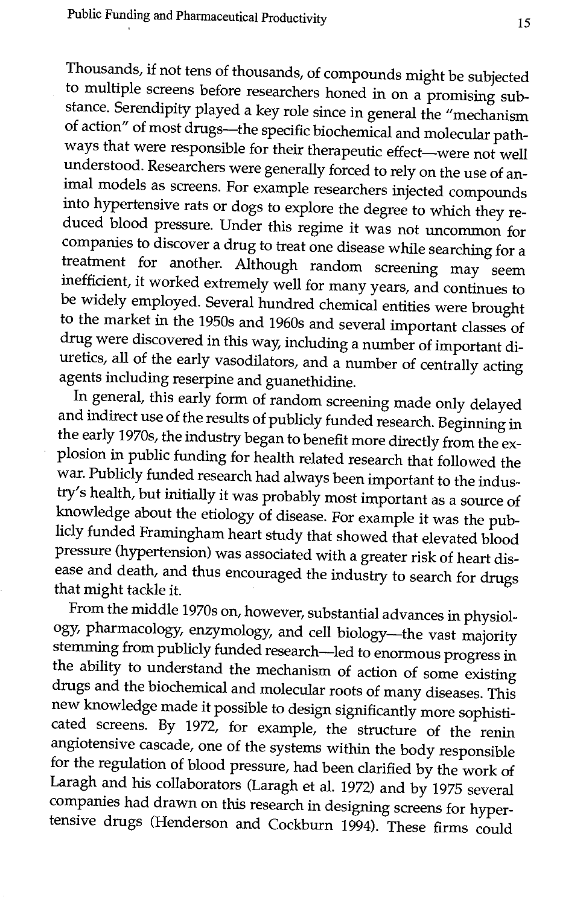Thousands, if not tens of thousands, of compounds might be subjected to multiple screens before researchers honed in on a promising substance. Serendipity played a key role since in general the "mechanism of action" of most drugs—the specific biochemical and molecular pathways that were responsible for their therapeutic effect—were not well understood. Researchers were generally forced to rely on the use of animal models as screens. For example researchers injected compounds into hypertensive rats or dogs to explore the degree to which they reduced blood pressure. Under this regime it was not uncommon for companies to discover a drug to treat one disease while searching for a treatment for another. Although random screening may seem inefficient, it worked extremely well for many years, and continues to be widely employed. Several hundred chemical entities were brought to the market in the 1950s and 1960s and several important classes of drug were discovered in this way, including a number of important diuretics, all of the early vasodilators, and a number of centrally acting agents including reserpine and guanethidine.

In general, this early form of random screening made only delayed and indirect use of the results of publicly funded research. Beginning in the early 1970s, the industry began to benefit more directly from the explosion in public funding for health related research that followed the war. Publicly funded research had always been important to the industry's health, but initially it was probably most important as a source of knowledge about the etiology of disease. For example it was the publicly funded Framingham heart study that showed that elevated blood pressure (hypertension) was associated with a greater risk of heart disease and death, and thus encouraged the industry to search for drugs that might tackle it.

From the middle 1970s on, however, substantial advances in physiology, pharmacology, enzymology, and cell biology—the vast majority stemming from publicly funded research—led to enormous progress in the ability to understand the mechanism of action of some existing drugs and the biochemical and molecular roots of many diseases. This new knowledge made it possible to design significantly more sophisticated screens. By 1972, for example, the structure of the renin angiotensive cascade, one of the systems within the body responsible for the regulation of blood pressure, had been clarified by the work of Laragh and his collaborators (Laragh et al. 1972) and by 1975 several companies had drawn on this research in designing screens for hypertensive drugs (Henderson and Cockburn 1994). These firms could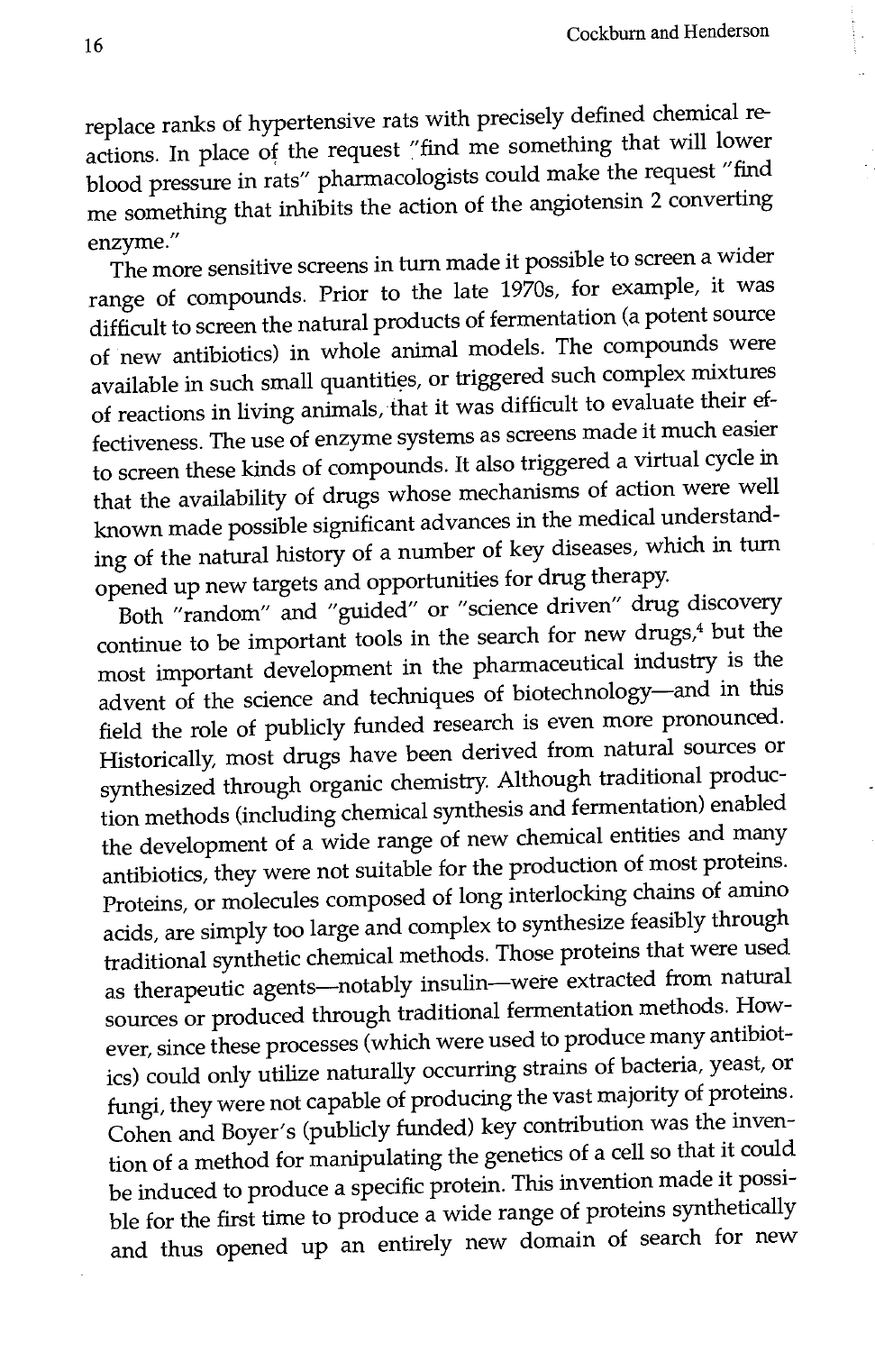replace ranks of hypertensive rats with precisely defined chemical reactions. In place of the request "find me something that will lower blood pressure in rats" pharmacologists could make the request "find me something that inhibits the action of the angiotensin 2 converting enzyme."

The more sensitive screens in turn made it possible to screen a wider range of compounds. Prior to the late 1970s, for example, it was difficult to screen the natural products of fermentation (a potent source of new antibiotics) in whole animal models. The compounds were available in such small quantities, or triggered such complex mixtures of reactions in living animals, that it was difficult to evaluate their effectiveness. The use of enzyme systems as screens made it much easier to screen these kinds of compounds. It also triggered a virtual cycle in that the availability of drugs whose mechanisms of action were well known made possible significant advances in the medical understanding of the natural history of a number of key diseases, which in turn opened up new targets and opportunities for drug therapy.

Both "random" and "guided" or "science driven" drug discovery continue to be important tools in the search for new drugs,[4] but the most important development in the pharmaceutical industry is the advent of the science and techniques of biotechnology—and in this field the role of publicly funded research is even more pronounced. Historically, most drugs have been derived from natural sources or synthesized through organic chemistry. Although traditional production methods (including chemical synthesis and fermentation) enabled the development of a wide range of new chemical entities and many antibiotics, they were not suitable for the production of most proteins. Proteins, or molecules composed of long interlocking chains of amino acids, are simply too large and complex to synthesize feasibly through traditional synthetic chemical methods. Those proteins that were used as therapeutic agents—notably insulin—were extracted from natural sources or produced through traditional fermentation methods. However, since these processes (which were used to produce many antibiotics) could only utilize naturally occurring strains of bacteria, yeast, or fungi, they were not capable of producing the vast majority of proteins. Cohen and Boyer's (publicly funded) key contribution was the invention of a method for manipulating the genetics of a cell so that it could be induced to produce a specific protein. This invention made it possible for the first time to produce a wide range of proteins synthetically and thus opened up an entirely new domain of search for new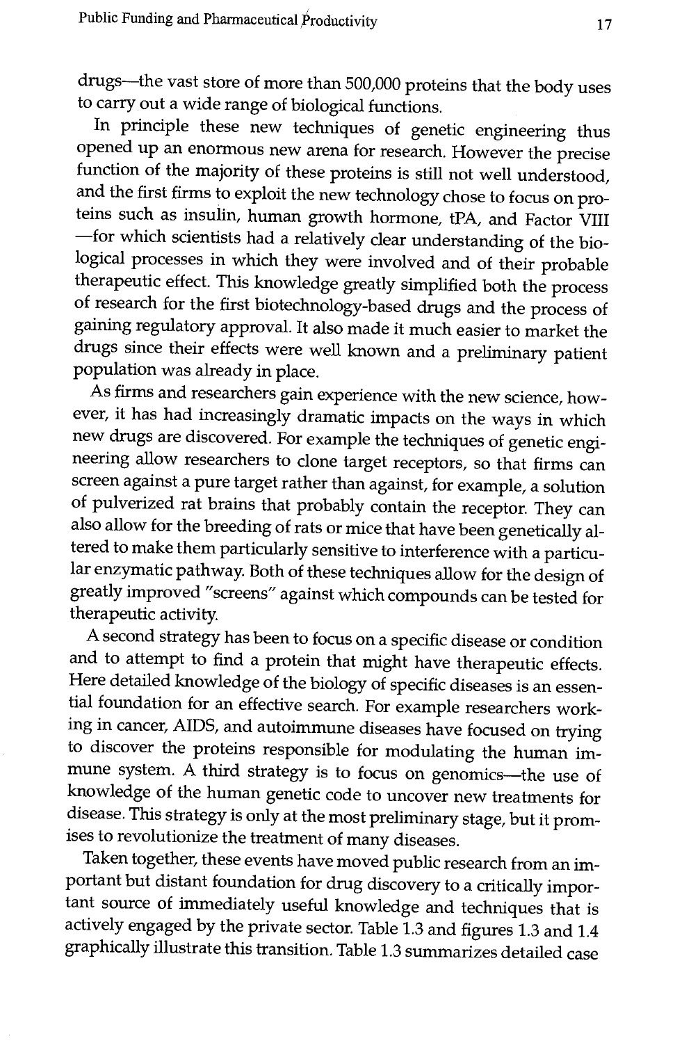drugs—the vast store of more than 500,000 proteins that the body uses to carry out a wide range of biological functions.

In principle these new techniques of genetic engineering thus opened up an enormous new arena for research. However the precise function of the majority of these proteins is still not well understood, and the first firms to exploit the new technology chose to focus on proteins such as insulin, human growth hormone, tPA, and Factor VIII —for which scientists had a relatively clear understanding of the biological processes in which they were involved and of their probable therapeutic effect. This knowledge greatly simplified both the process of research for the first biotechnology-based drugs and the process of gaining regulatory approval. It also made it much easier to market the drugs since their effects were well known and a preliminary patient population was already in place.

As firms and researchers gain experience with the new science, however, it has had increasingly dramatic impacts on the ways in which new drugs are discovered. For example the techniques of genetic engineering allow researchers to clone target receptors, so that firms can screen against a pure target rather than against, for example, a solution of pulverized rat brains that probably contain the receptor. They can also allow for the breeding of rats or mice that have been genetically altered to make them particularly sensitive to interference with a particular enzymatic pathway. Both of these techniques allow for the design of greatly improved "screens" against which compounds can be tested for therapeutic activity.

A second strategy has been to focus on a specific disease or condition and to attempt to find a protein that might have therapeutic effects. Here detailed knowledge of the biology of specific diseases is an essential foundation for an effective search. For example researchers working in cancer, AIDS, and autoimmune diseases have focused on trying to discover the proteins responsible for modulating the human immune system. A third strategy is to focus on genomics—the use of knowledge of the human genetic code to uncover new treatments for disease. This strategy is only at the most preliminary stage, but it promises to revolutionize the treatment of many diseases.

Taken together, these events have moved public research from an important but distant foundation for drug discovery to a critically important source of immediately useful knowledge and techniques that is actively engaged by the private sector. Table 1.3 and figures 1.3 and 1.4 graphically illustrate this transition. Table 1.3 summarizes detailed case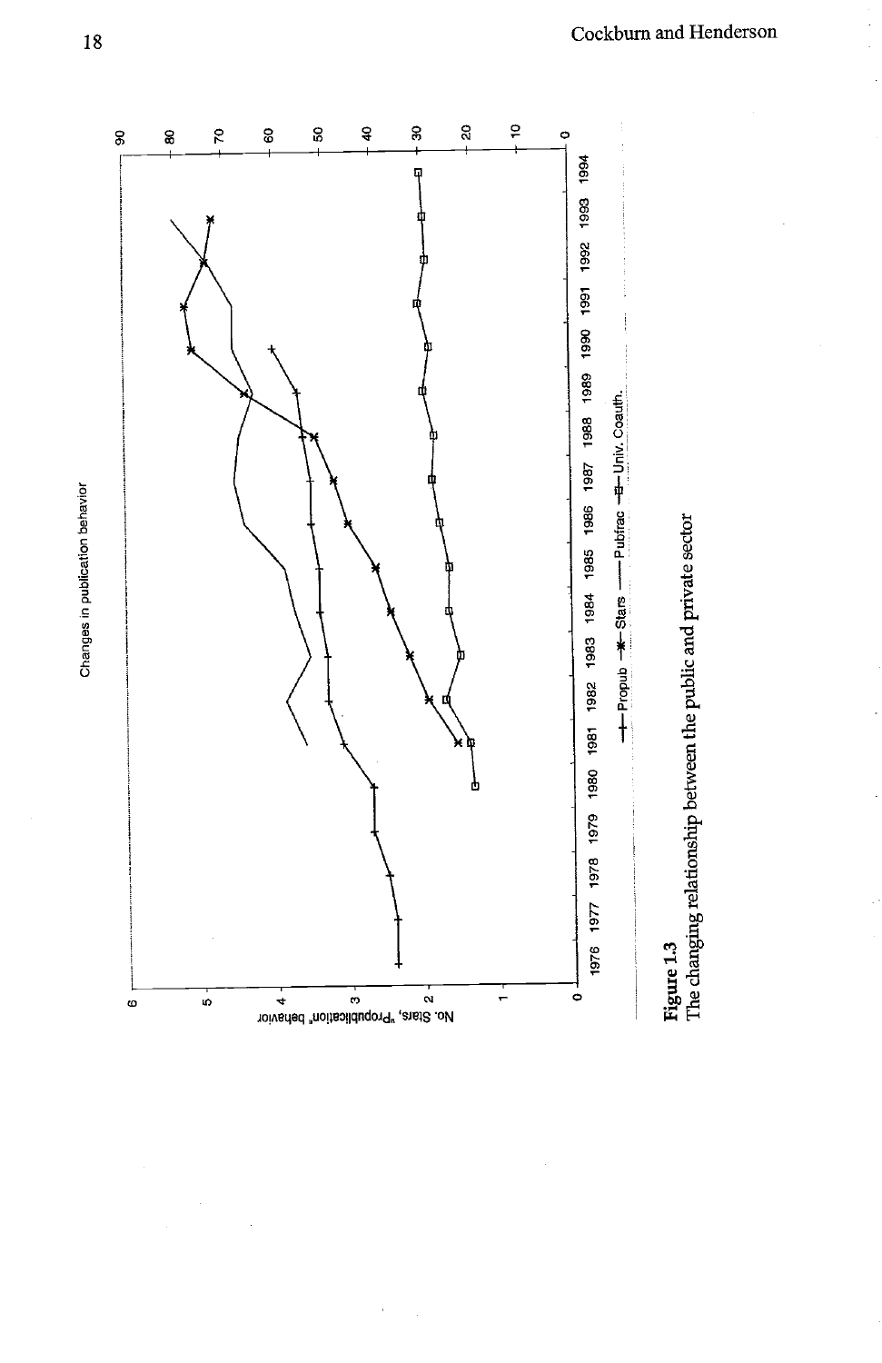Changes in publication behavior

No. Stars, "Propublication" behavior

6
5
4
3
2
1
0

90
80
70
60
50
40
30
20
10
0

1976 1977 1978 1979 1980 1981 1982 1983 1984 1985 1986 1987 1988 1989 1990 1991 1992 1993 1994

Propub — Stars — Pubfrac — Univ. Coauth.

**Figure 1.3**
The changing relationship between the public and private sector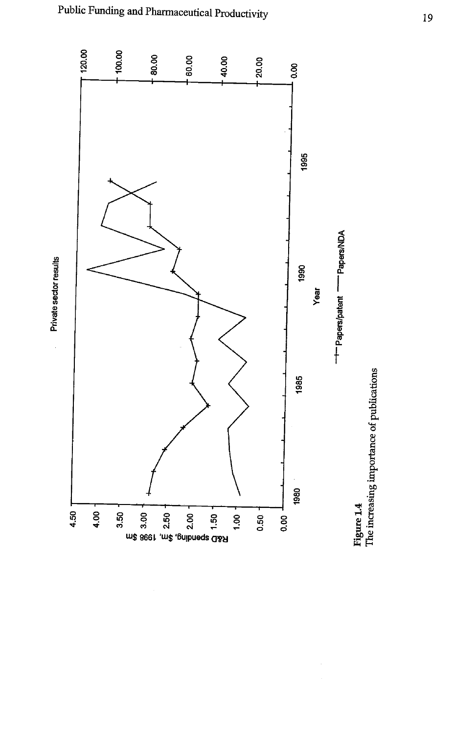Private sector results

R&D spending, $m, 1998 $m

4.50
4.00
3.50
3.00
2.50
2.00
1.50
1.00
0.50
0.00

120.00
100.00
80.00
60.00
40.00
20.00
0.00

1980
1985
1990
1995

Year

—+— Papers/patent —— Papers/NDA

**Figure 1.4**
The increasing importance of publications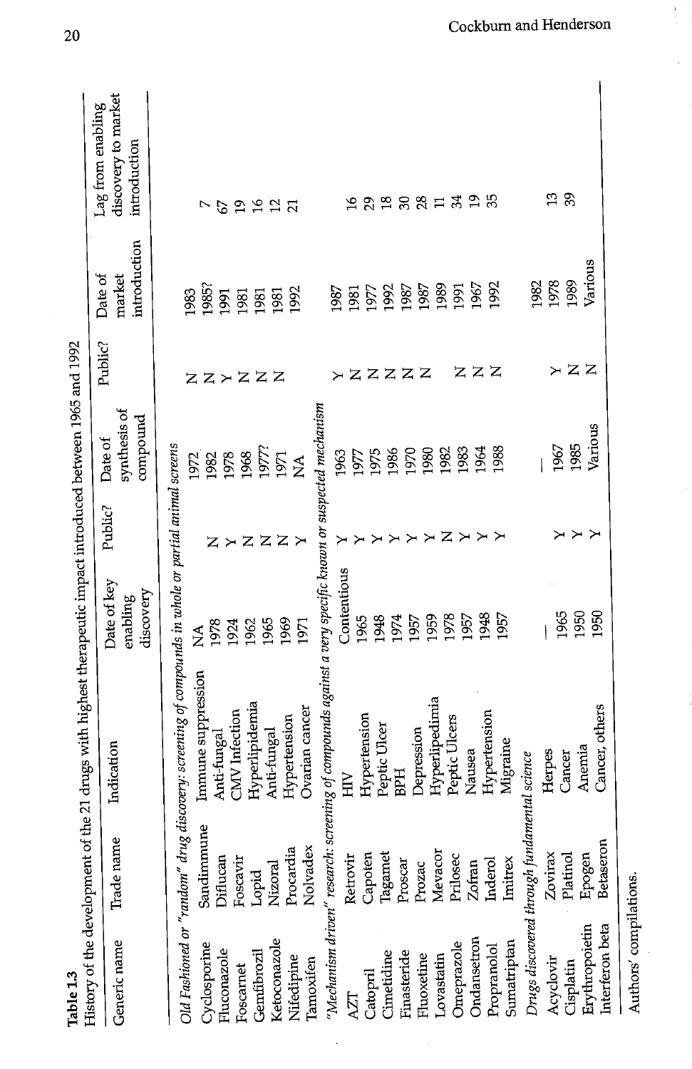**Table 1.3**

History of the development of the 21 drugs with highest therapeutic impact introduced between 1965 and 1992

| Generic name | Trade name | Indication | Date of key enabling discovery | Public? | Date of synthesis of compound | Public? | Date of market introduction | Lag from enabling discovery to market introduction |
|---|---|---|---|---|---|---|---|---|
| *Old Fashioned or "random" drug discovery: screening of compounds in whole or partial animal screens* | | | | | | | | |
| Cyclosporine | Sandimmune | Immune suppression | NA | | 1972 | N | 1983 | |
| Fluconazole | Diflucan | Anti-fungal | 1978 | N | 1982 | N | 1985? | 7 |
| Foscarnet | Foscavir | CMV Infection | 1924 | Y | 1978 | Y | 1991 | 67 |
| Gemfibrozil | Lopid | Hyperlipidemia | 1962 | N | 1968 | N | 1981 | 19 |
| Ketoconazole | Nizoral | Anti-fungal | 1965 | N | 1977? | N | 1981 | 16 |
| Nifedipine | Procardia | Hypertension | 1969 | N | 1971 | N | 1981 | 12 |
| Tamoxifen | Nolvadex | Ovarian cancer | 1971 | Y | NA | | 1992 | 21 |
| *"Mechanism driven" research: screening of compounds against a very specific known or suspected mechanism* | | | | | | | | |
| AZT | Retrovir | HIV | Contentious | Y | 1963 | Y | 1987 | |
| Catopril | Capoten | Hypertension | 1965 | Y | 1977 | N | 1981 | 16 |
| Cimetidine | Tagamet | Peptic Ulcer | 1948 | Y | 1975 | N | 1977 | 29 |
| Finasteride | Proscar | BPH | 1974 | Y | 1986 | N | 1992 | 18 |
| Fluoxetine | Prozac | Depression | 1957 | Y | 1970 | N | 1987 | 30 |
| Lovastatin | Mevacor | Hyperlipedimia | 1959 | Y | 1980 | N | 1987 | 28 |
| Omeprazole | Prilosec | Peptic Ulcers | 1978 | N | 1982 | | 1989 | 11 |
| Ondansetron | Zofran | Nausea | 1957 | Y | 1983 | N | 1991 | 34 |
| Propranolol | Inderol | Hypertension | 1948 | Y | 1964 | N | 1967 | 19 |
| Sumatriptan | Imitrex | Migraine | 1957 | Y | 1988 | N | 1992 | 35 |
| *Drugs discovered through fundamental science* | | | | | | | | |
| Acyclovir | Zovirax | Herpes | — | | — | | 1982 | |
| Cisplatin | Platinol | Cancer | 1965 | Y | 1967 | Y | 1978 | 13 |
| Erythropoietin | Epogen | Anemia | 1950 | Y | 1985 | N | 1989 | 39 |
| Interferon beta | Betaseron | Cancer, others | 1950 | Y | Various | N | Various | |

Authors' compilations.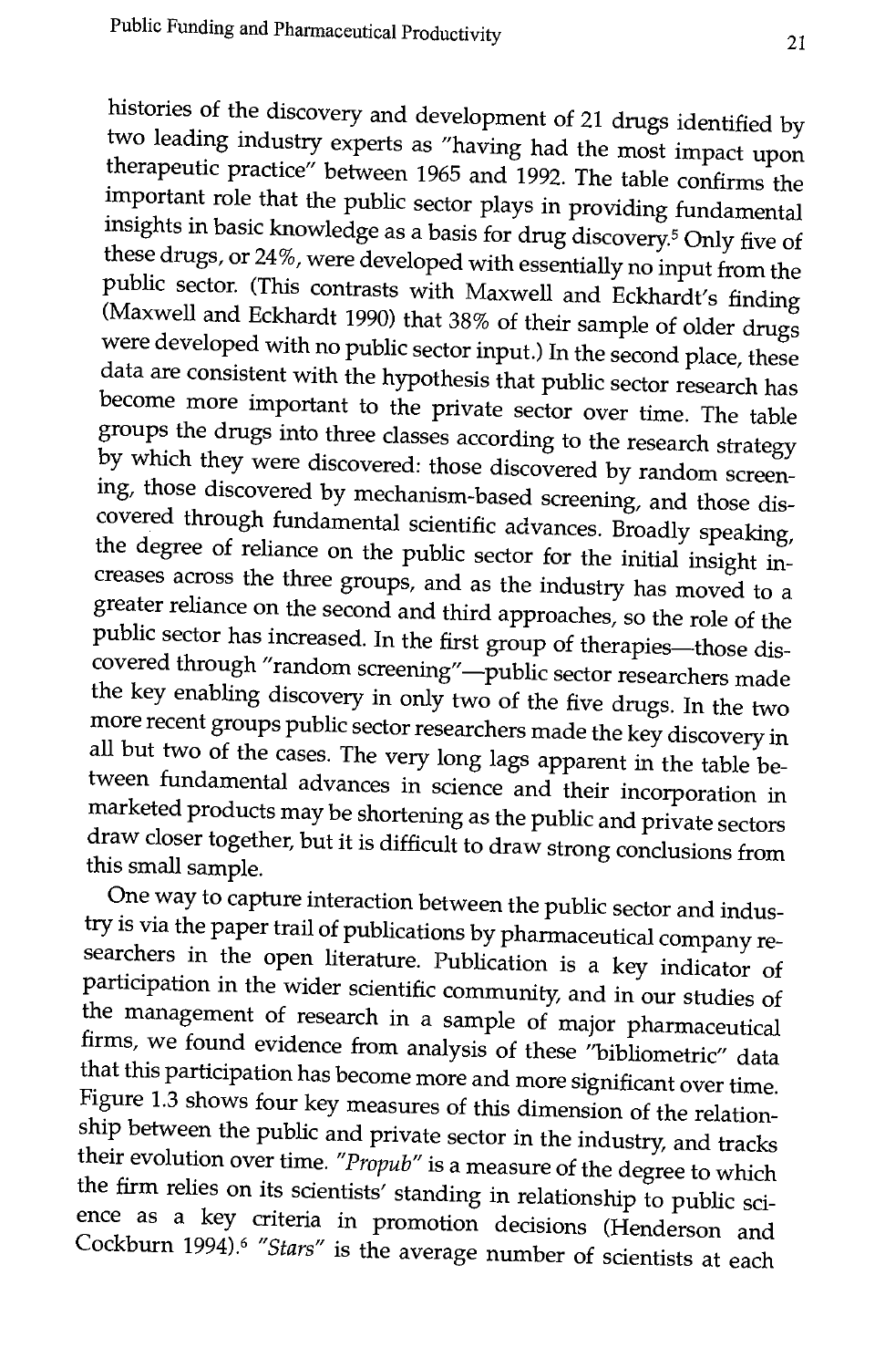histories of the discovery and development of 21 drugs identified by two leading industry experts as "having had the most impact upon therapeutic practice" between 1965 and 1992. The table confirms the important role that the public sector plays in providing fundamental insights in basic knowledge as a basis for drug discovery.[5] Only five of these drugs, or 24%, were developed with essentially no input from the public sector. (This contrasts with Maxwell and Eckhardt's finding (Maxwell and Eckhardt 1990) that 38% of their sample of older drugs were developed with no public sector input.) In the second place, these data are consistent with the hypothesis that public sector research has become more important to the private sector over time. The table groups the drugs into three classes according to the research strategy by which they were discovered: those discovered by random screening, those discovered by mechanism-based screening, and those discovered through fundamental scientific advances. Broadly speaking, the degree of reliance on the public sector for the initial insight increases across the three groups, and as the industry has moved to a greater reliance on the second and third approaches, so the role of the public sector has increased. In the first group of therapies—those discovered through "random screening"—public sector researchers made the key enabling discovery in only two of the five drugs. In the two more recent groups public sector researchers made the key discovery in all but two of the cases. The very long lags apparent in the table between fundamental advances in science and their incorporation in marketed products may be shortening as the public and private sectors draw closer together, but it is difficult to draw strong conclusions from this small sample.

One way to capture interaction between the public sector and industry is via the paper trail of publications by pharmaceutical company researchers in the open literature. Publication is a key indicator of participation in the wider scientific community, and in our studies of the management of research in a sample of major pharmaceutical firms, we found evidence from analysis of these "bibliometric" data that this participation has become more and more significant over time. Figure 1.3 shows four key measures of this dimension of the relationship between the public and private sector in the industry, and tracks their evolution over time. *"Propub"* is a measure of the degree to which the firm relies on its scientists' standing in relationship to public science as a key criteria in promotion decisions (Henderson and Cockburn 1994).[6] *"Stars"* is the average number of scientists at each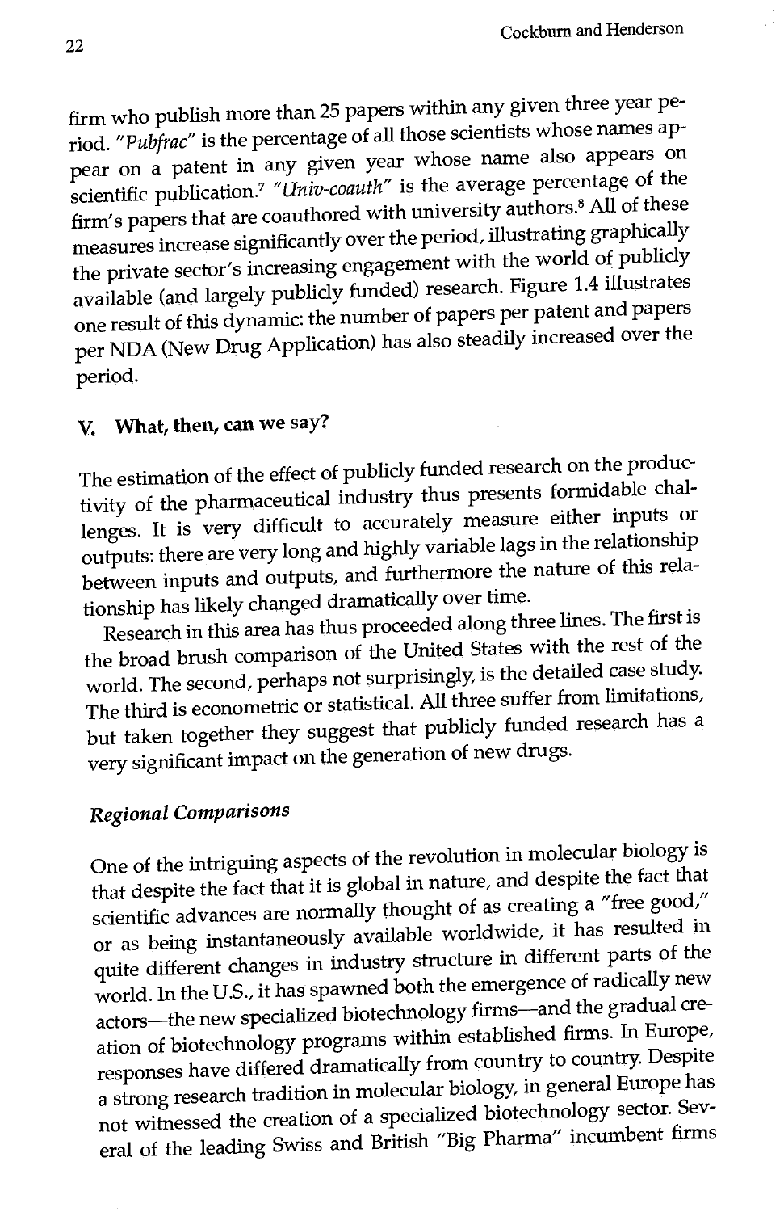firm who publish more than 25 papers within any given three year period. "*Pubfrac*" is the percentage of all those scientists whose names appear on a patent in any given year whose name also appears on scientific publication.[7] "*Univ-coauth*" is the average percentage of the firm's papers that are coauthored with university authors.[8] All of these measures increase significantly over the period, illustrating graphically the private sector's increasing engagement with the world of publicly available (and largely publicly funded) research. Figure 1.4 illustrates one result of this dynamic: the number of papers per patent and papers per NDA (New Drug Application) has also steadily increased over the period.

## V. What, then, can we say?

The estimation of the effect of publicly funded research on the productivity of the pharmaceutical industry thus presents formidable challenges. It is very difficult to accurately measure either inputs or outputs: there are very long and highly variable lags in the relationship between inputs and outputs, and furthermore the nature of this relationship has likely changed dramatically over time.

Research in this area has thus proceeded along three lines. The first is the broad brush comparison of the United States with the rest of the world. The second, perhaps not surprisingly, is the detailed case study. The third is econometric or statistical. All three suffer from limitations, but taken together they suggest that publicly funded research has a very significant impact on the generation of new drugs.

### *Regional Comparisons*

One of the intriguing aspects of the revolution in molecular biology is that despite the fact that it is global in nature, and despite the fact that scientific advances are normally thought of as creating a "free good," or as being instantaneously available worldwide, it has resulted in quite different changes in industry structure in different parts of the world. In the U.S., it has spawned both the emergence of radically new actors—the new specialized biotechnology firms—and the gradual creation of biotechnology programs within established firms. In Europe, responses have differed dramatically from country to country. Despite a strong research tradition in molecular biology, in general Europe has not witnessed the creation of a specialized biotechnology sector. Several of the leading Swiss and British "Big Pharma" incumbent firms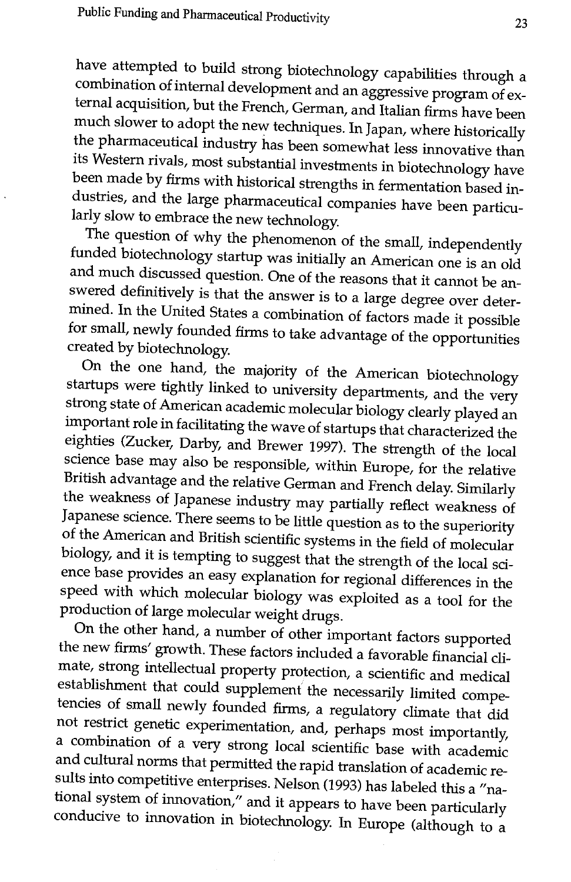have attempted to build strong biotechnology capabilities through a combination of internal development and an aggressive program of external acquisition, but the French, German, and Italian firms have been much slower to adopt the new techniques. In Japan, where historically the pharmaceutical industry has been somewhat less innovative than its Western rivals, most substantial investments in biotechnology have been made by firms with historical strengths in fermentation based industries, and the large pharmaceutical companies have been particularly slow to embrace the new technology.

The question of why the phenomenon of the small, independently funded biotechnology startup was initially an American one is an old and much discussed question. One of the reasons that it cannot be answered definitively is that the answer is to a large degree over determined. In the United States a combination of factors made it possible for small, newly founded firms to take advantage of the opportunities created by biotechnology.

On the one hand, the majority of the American biotechnology startups were tightly linked to university departments, and the very strong state of American academic molecular biology clearly played an important role in facilitating the wave of startups that characterized the eighties (Zucker, Darby, and Brewer 1997). The strength of the local science base may also be responsible, within Europe, for the relative British advantage and the relative German and French delay. Similarly the weakness of Japanese industry may partially reflect weakness of Japanese science. There seems to be little question as to the superiority of the American and British scientific systems in the field of molecular biology, and it is tempting to suggest that the strength of the local science base provides an easy explanation for regional differences in the speed with which molecular biology was exploited as a tool for the production of large molecular weight drugs.

On the other hand, a number of other important factors supported the new firms' growth. These factors included a favorable financial climate, strong intellectual property protection, a scientific and medical establishment that could supplement the necessarily limited competencies of small newly founded firms, a regulatory climate that did not restrict genetic experimentation, and, perhaps most importantly, a combination of a very strong local scientific base with academic and cultural norms that permitted the rapid translation of academic results into competitive enterprises. Nelson (1993) has labeled this a "national system of innovation," and it appears to have been particularly conducive to innovation in biotechnology. In Europe (although to a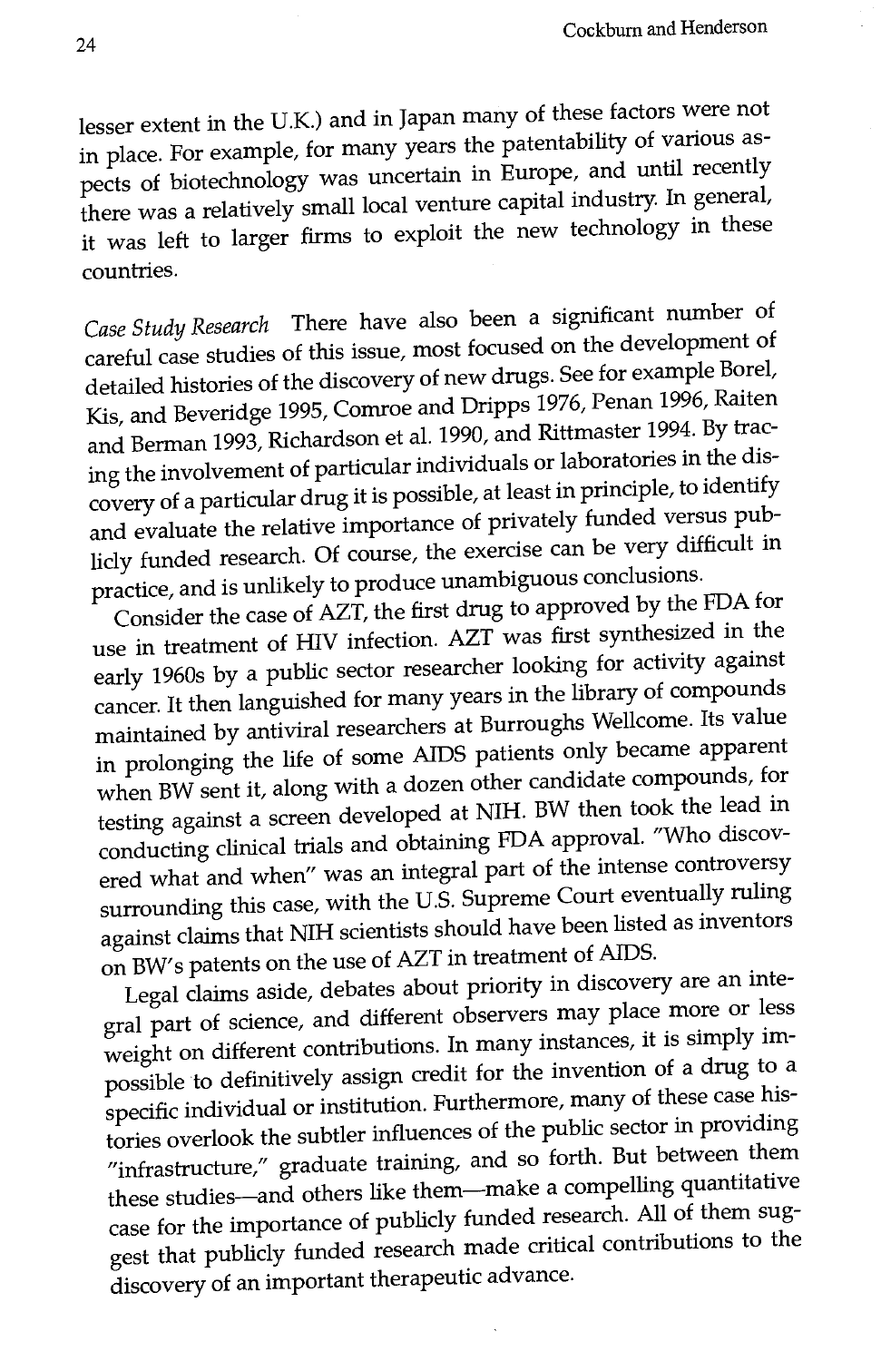lesser extent in the U.K.) and in Japan many of these factors were not in place. For example, for many years the patentability of various aspects of biotechnology was uncertain in Europe, and until recently there was a relatively small local venture capital industry. In general, it was left to larger firms to exploit the new technology in these countries.

*Case Study Research* There have also been a significant number of careful case studies of this issue, most focused on the development of detailed histories of the discovery of new drugs. See for example Borel, Kis, and Beveridge 1995, Comroe and Dripps 1976, Penan 1996, Raiten and Berman 1993, Richardson et al. 1990, and Rittmaster 1994. By tracing the involvement of particular individuals or laboratories in the discovery of a particular drug it is possible, at least in principle, to identify and evaluate the relative importance of privately funded versus publicly funded research. Of course, the exercise can be very difficult in practice, and is unlikely to produce unambiguous conclusions.

Consider the case of AZT, the first drug to approved by the FDA for use in treatment of HIV infection. AZT was first synthesized in the early 1960s by a public sector researcher looking for activity against cancer. It then languished for many years in the library of compounds maintained by antiviral researchers at Burroughs Wellcome. Its value in prolonging the life of some AIDS patients only became apparent when BW sent it, along with a dozen other candidate compounds, for testing against a screen developed at NIH. BW then took the lead in conducting clinical trials and obtaining FDA approval. "Who discovered what and when" was an integral part of the intense controversy surrounding this case, with the U.S. Supreme Court eventually ruling against claims that NIH scientists should have been listed as inventors on BW's patents on the use of AZT in treatment of AIDS.

Legal claims aside, debates about priority in discovery are an integral part of science, and different observers may place more or less weight on different contributions. In many instances, it is simply impossible to definitively assign credit for the invention of a drug to a specific individual or institution. Furthermore, many of these case histories overlook the subtler influences of the public sector in providing "infrastructure," graduate training, and so forth. But between them these studies—and others like them—make a compelling quantitative case for the importance of publicly funded research. All of them suggest that publicly funded research made critical contributions to the discovery of an important therapeutic advance.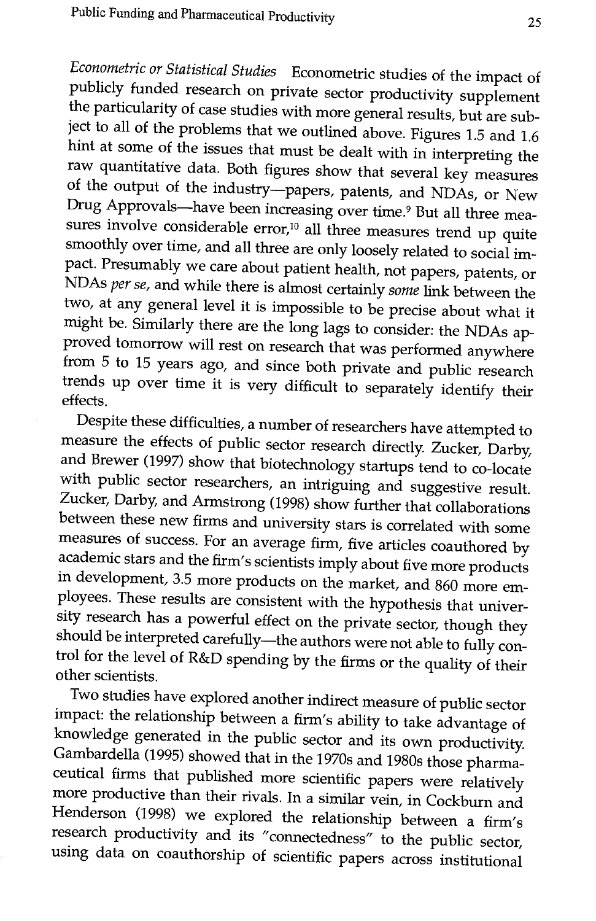*Econometric or Statistical Studies* Econometric studies of the impact of publicly funded research on private sector productivity supplement the particularity of case studies with more general results, but are subject to all of the problems that we outlined above. Figures 1.5 and 1.6 hint at some of the issues that must be dealt with in interpreting the raw quantitative data. Both figures show that several key measures of the output of the industry—papers, patents, and NDAs, or New Drug Approvals—have been increasing over time.[9] But all three measures involve considerable error,[10] all three measures trend up quite smoothly over time, and all three are only loosely related to social impact. Presumably we care about patient health, not papers, patents, or NDAs *per se*, and while there is almost certainly *some* link between the two, at any general level it is impossible to be precise about what it might be. Similarly there are the long lags to consider: the NDAs approved tomorrow will rest on research that was performed anywhere from 5 to 15 years ago, and since both private and public research trends up over time it is very difficult to separately identify their effects.

Despite these difficulties, a number of researchers have attempted to measure the effects of public sector research directly. Zucker, Darby, and Brewer (1997) show that biotechnology startups tend to co-locate with public sector researchers, an intriguing and suggestive result. Zucker, Darby, and Armstrong (1998) show further that collaborations between these new firms and university stars is correlated with some measures of success. For an average firm, five articles coauthored by academic stars and the firm's scientists imply about five more products in development, 3.5 more products on the market, and 860 more employees. These results are consistent with the hypothesis that university research has a powerful effect on the private sector, though they should be interpreted carefully—the authors were not able to fully control for the level of R&D spending by the firms or the quality of their other scientists.

Two studies have explored another indirect measure of public sector impact: the relationship between a firm's ability to take advantage of knowledge generated in the public sector and its own productivity. Gambardella (1995) showed that in the 1970s and 1980s those pharmaceutical firms that published more scientific papers were relatively more productive than their rivals. In a similar vein, in Cockburn and Henderson (1998) we explored the relationship between a firm's research productivity and its "connectedness" to the public sector, using data on coauthorship of scientific papers across institutional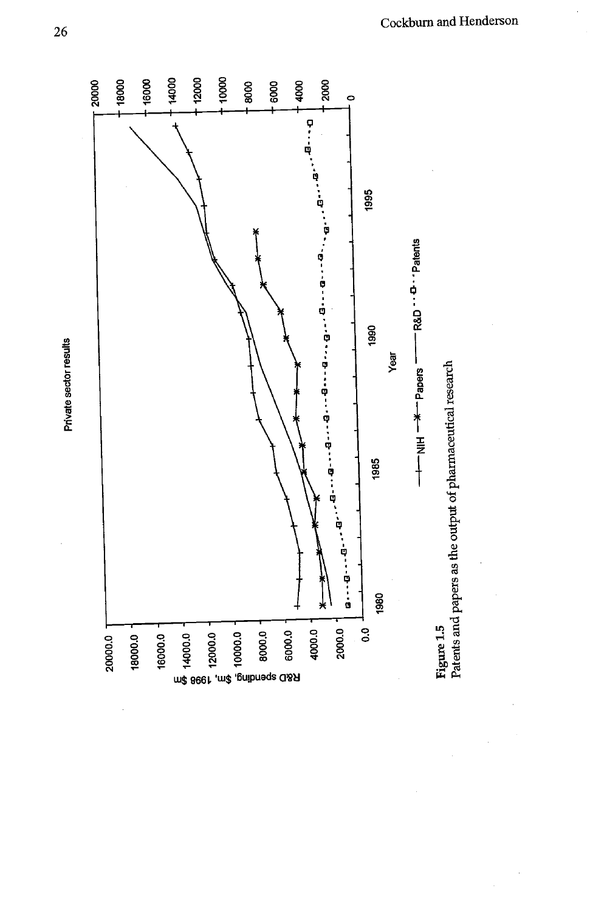Private sector results

R&D spending, $m, 1998 $m

20000.0
18000.0
16000.0
14000.0
12000.0
10000.0
8000.0
6000.0
4000.0
2000.0
0.0

20000
18000
16000
14000
12000
10000
8000
6000
4000
2000
0

1980
1985
1990
1995

Year

NIH — Papers — R&D — Patents

**Figure 1.5**
Patents and papers as the output of pharmaceutical research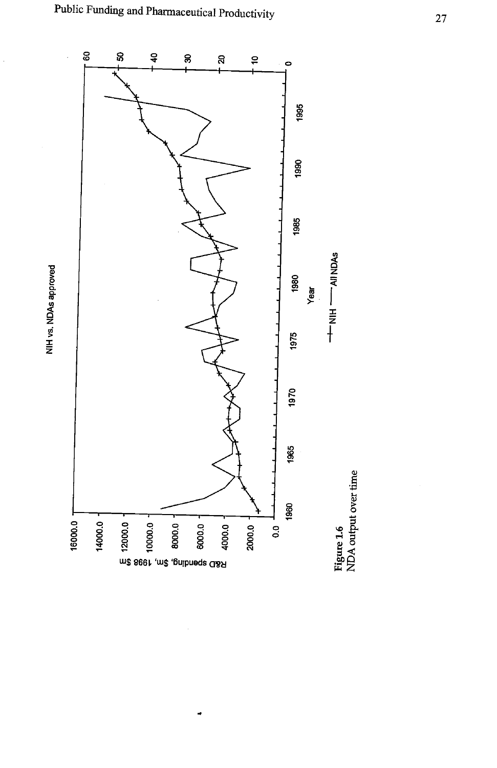NIH vs. NDAs approved

R&D spending, $m, 1998 $m

16000.0
14000.0
12000.0
10000.0
8000.0
6000.0
4000.0
2000.0
0.0

60
50
40
30
20
10
0

1960
1965
1970
1975
1980
1985
1990
1995

Year

NIH — All NDAs

**Figure 1.6**
NDA output over time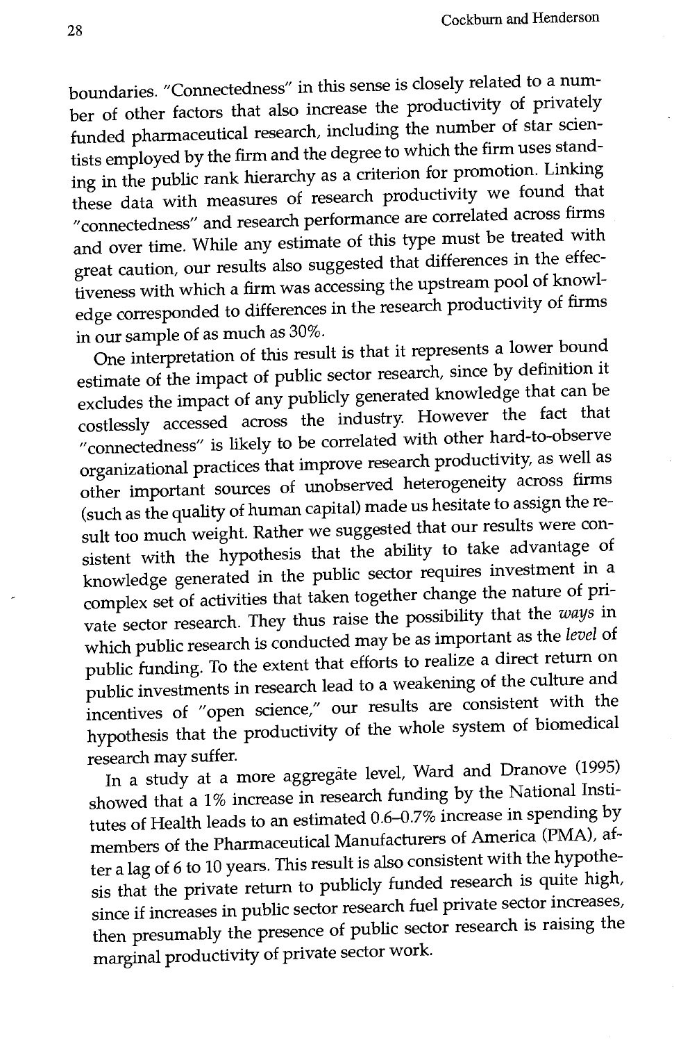boundaries. "Connectedness" in this sense is closely related to a number of other factors that also increase the productivity of privately funded pharmaceutical research, including the number of star scientists employed by the firm and the degree to which the firm uses standing in the public rank hierarchy as a criterion for promotion. Linking these data with measures of research productivity we found that "connectedness" and research performance are correlated across firms and over time. While any estimate of this type must be treated with great caution, our results also suggested that differences in the effectiveness with which a firm was accessing the upstream pool of knowledge corresponded to differences in the research productivity of firms in our sample of as much as 30%.

One interpretation of this result is that it represents a lower bound estimate of the impact of public sector research, since by definition it excludes the impact of any publicly generated knowledge that can be costlessly accessed across the industry. However the fact that "connectedness" is likely to be correlated with other hard-to-observe organizational practices that improve research productivity, as well as other important sources of unobserved heterogeneity across firms (such as the quality of human capital) made us hesitate to assign the result too much weight. Rather we suggested that our results were consistent with the hypothesis that the ability to take advantage of knowledge generated in the public sector requires investment in a complex set of activities that taken together change the nature of private sector research. They thus raise the possibility that the *ways* in which public research is conducted may be as important as the *level* of public funding. To the extent that efforts to realize a direct return on public investments in research lead to a weakening of the culture and incentives of "open science," our results are consistent with the hypothesis that the productivity of the whole system of biomedical research may suffer.

In a study at a more aggregate level, Ward and Dranove (1995) showed that a 1% increase in research funding by the National Institutes of Health leads to an estimated 0.6–0.7% increase in spending by members of the Pharmaceutical Manufacturers of America (PMA), after a lag of 6 to 10 years. This result is also consistent with the hypothesis that the private return to publicly funded research is quite high, since if increases in public sector research fuel private sector increases, then presumably the presence of public sector research is raising the marginal productivity of private sector work.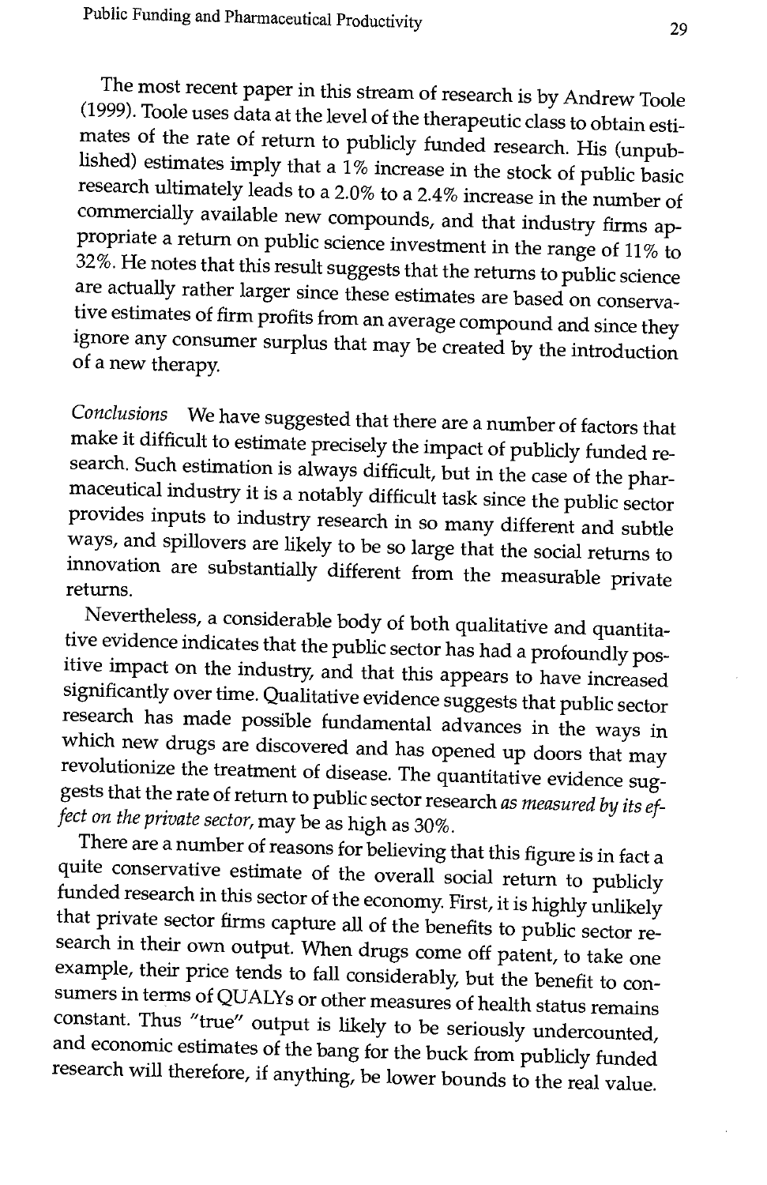The most recent paper in this stream of research is by Andrew Toole (1999). Toole uses data at the level of the therapeutic class to obtain estimates of the rate of return to publicly funded research. His (unpublished) estimates imply that a 1% increase in the stock of public basic research ultimately leads to a 2.0% to a 2.4% increase in the number of commercially available new compounds, and that industry firms appropriate a return on public science investment in the range of 11% to 32%. He notes that this result suggests that the returns to public science are actually rather larger since these estimates are based on conservative estimates of firm profits from an average compound and since they ignore any consumer surplus that may be created by the introduction of a new therapy.

*Conclusions* We have suggested that there are a number of factors that make it difficult to estimate precisely the impact of publicly funded research. Such estimation is always difficult, but in the case of the pharmaceutical industry it is a notably difficult task since the public sector provides inputs to industry research in so many different and subtle ways, and spillovers are likely to be so large that the social returns to innovation are substantially different from the measurable private returns.

Nevertheless, a considerable body of both qualitative and quantitative evidence indicates that the public sector has had a profoundly positive impact on the industry, and that this appears to have increased significantly over time. Qualitative evidence suggests that public sector research has made possible fundamental advances in the ways in which new drugs are discovered and has opened up doors that may revolutionize the treatment of disease. The quantitative evidence suggests that the rate of return to public sector research *as measured by its effect on the private sector,* may be as high as 30%.

There are a number of reasons for believing that this figure is in fact a quite conservative estimate of the overall social return to publicly funded research in this sector of the economy. First, it is highly unlikely that private sector firms capture all of the benefits to public sector research in their own output. When drugs come off patent, to take one example, their price tends to fall considerably, but the benefit to consumers in terms of QUALYs or other measures of health status remains constant. Thus "true" output is likely to be seriously undercounted, and economic estimates of the bang for the buck from publicly funded research will therefore, if anything, be lower bounds to the real value.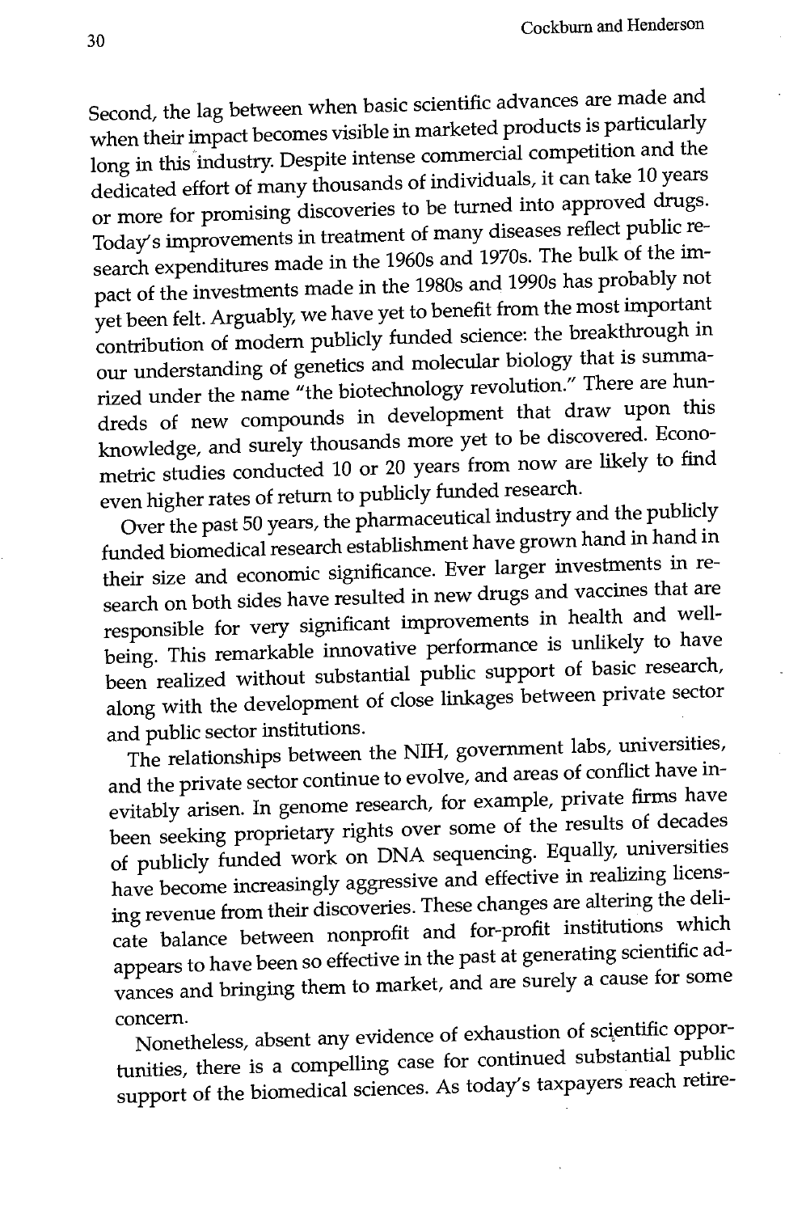Second, the lag between when basic scientific advances are made and when their impact becomes visible in marketed products is particularly long in this industry. Despite intense commercial competition and the dedicated effort of many thousands of individuals, it can take 10 years or more for promising discoveries to be turned into approved drugs. Today's improvements in treatment of many diseases reflect public research expenditures made in the 1960s and 1970s. The bulk of the impact of the investments made in the 1980s and 1990s has probably not yet been felt. Arguably, we have yet to benefit from the most important contribution of modern publicly funded science: the breakthrough in our understanding of genetics and molecular biology that is summarized under the name "the biotechnology revolution." There are hundreds of new compounds in development that draw upon this knowledge, and surely thousands more yet to be discovered. Econometric studies conducted 10 or 20 years from now are likely to find even higher rates of return to publicly funded research.

Over the past 50 years, the pharmaceutical industry and the publicly funded biomedical research establishment have grown hand in hand in their size and economic significance. Ever larger investments in research on both sides have resulted in new drugs and vaccines that are responsible for very significant improvements in health and well-being. This remarkable innovative performance is unlikely to have been realized without substantial public support of basic research, along with the development of close linkages between private sector and public sector institutions.

The relationships between the NIH, government labs, universities, and the private sector continue to evolve, and areas of conflict have inevitably arisen. In genome research, for example, private firms have been seeking proprietary rights over some of the results of decades of publicly funded work on DNA sequencing. Equally, universities have become increasingly aggressive and effective in realizing licensing revenue from their discoveries. These changes are altering the delicate balance between nonprofit and for-profit institutions which appears to have been so effective in the past at generating scientific advances and bringing them to market, and are surely a cause for some concern.

Nonetheless, absent any evidence of exhaustion of scientific opportunities, there is a compelling case for continued substantial public support of the biomedical sciences. As today's taxpayers reach retire-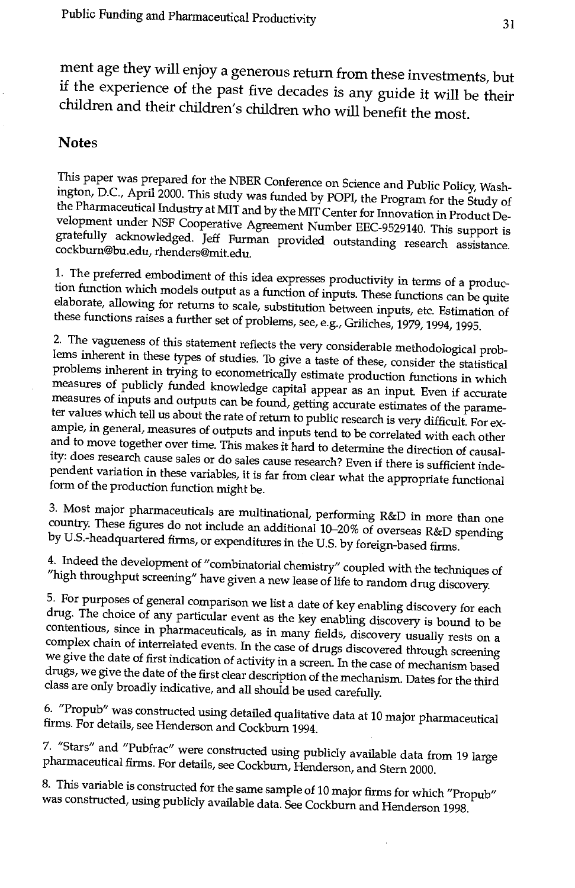ment age they will enjoy a generous return from these investments, but if the experience of the past five decades is any guide it will be their children and their children's children who will benefit the most.

## Notes

This paper was prepared for the NBER Conference on Science and Public Policy, Washington, D.C., April 2000. This study was funded by POPI, the Program for the Study of the Pharmaceutical Industry at MIT and by the MIT Center for Innovation in Product Development under NSF Cooperative Agreement Number EEC-9529140. This support is gratefully acknowledged. Jeff Furman provided outstanding research assistance. cockburn@bu.edu, rhenders@mit.edu.

1. The preferred embodiment of this idea expresses productivity in terms of a production function which models output as a function of inputs. These functions can be quite elaborate, allowing for returns to scale, substitution between inputs, etc. Estimation of these functions raises a further set of problems, see, e.g., Griliches, 1979, 1994, 1995.

2. The vagueness of this statement reflects the very considerable methodological problems inherent in these types of studies. To give a taste of these, consider the statistical problems inherent in trying to econometrically estimate production functions in which measures of publicly funded knowledge capital appear as an input. Even if accurate measures of inputs and outputs can be found, getting accurate estimates of the parameter values which tell us about the rate of return to public research is very difficult. For example, in general, measures of outputs and inputs tend to be correlated with each other and to move together over time. This makes it hard to determine the direction of causality: does research cause sales or do sales cause research? Even if there is sufficient independent variation in these variables, it is far from clear what the appropriate functional form of the production function might be.

3. Most major pharmaceuticals are multinational, performing R&D in more than one country. These figures do not include an additional 10–20% of overseas R&D spending by U.S.-headquartered firms, or expenditures in the U.S. by foreign-based firms.

4. Indeed the development of "combinatorial chemistry" coupled with the techniques of "high throughput screening" have given a new lease of life to random drug discovery.

5. For purposes of general comparison we list a date of key enabling discovery for each drug. The choice of any particular event as the key enabling discovery is bound to be contentious, since in pharmaceuticals, as in many fields, discovery usually rests on a complex chain of interrelated events. In the case of drugs discovered through screening we give the date of first indication of activity in a screen. In the case of mechanism based drugs, we give the date of the first clear description of the mechanism. Dates for the third class are only broadly indicative, and all should be used carefully.

6. "Propub" was constructed using detailed qualitative data at 10 major pharmaceutical firms. For details, see Henderson and Cockburn 1994.

7. "Stars" and "Pubfrac" were constructed using publicly available data from 19 large pharmaceutical firms. For details, see Cockburn, Henderson, and Stern 2000.

8. This variable is constructed for the same sample of 10 major firms for which "Propub" was constructed, using publicly available data. See Cockburn and Henderson 1998.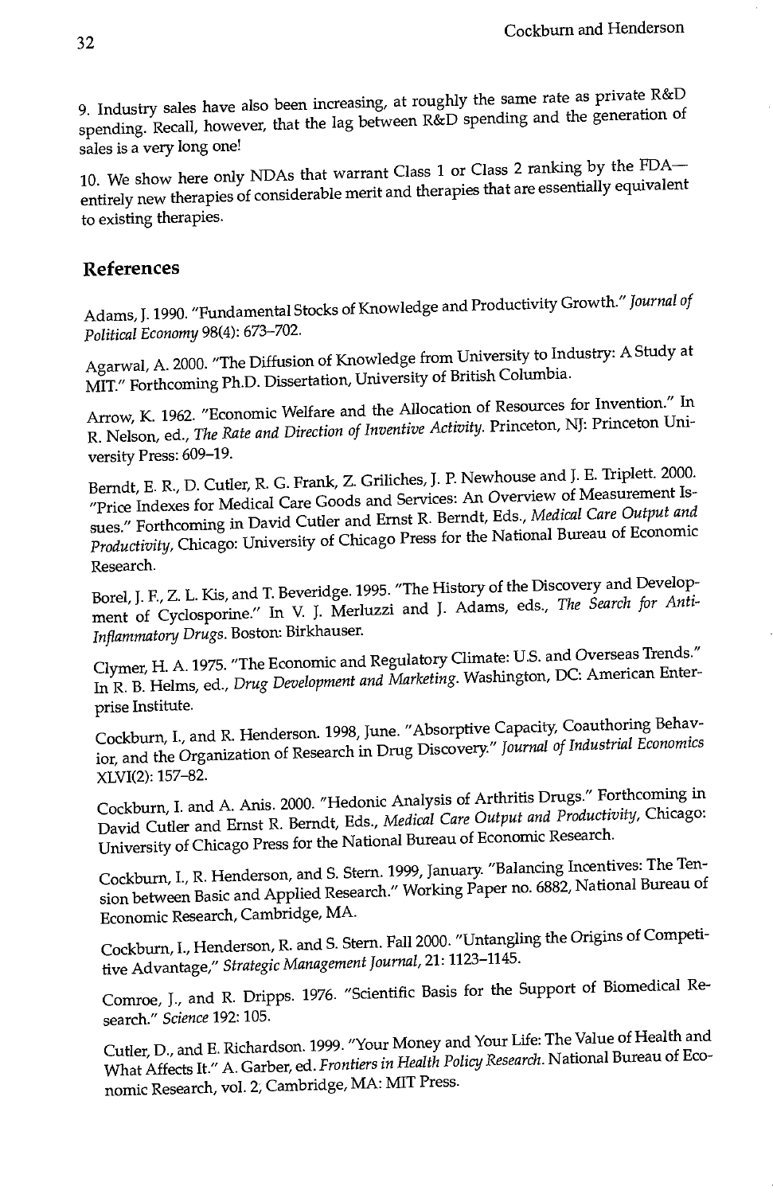9. Industry sales have also been increasing, at roughly the same rate as private R&D spending. Recall, however, that the lag between R&D spending and the generation of sales is a very long one!

10. We show here only NDAs that warrant Class 1 or Class 2 ranking by the FDA—entirely new therapies of considerable merit and therapies that are essentially equivalent to existing therapies.

## References

Adams, J. 1990. "Fundamental Stocks of Knowledge and Productivity Growth." *Journal of Political Economy* 98(4): 673–702.

Agarwal, A. 2000. "The Diffusion of Knowledge from University to Industry: A Study at MIT." Forthcoming Ph.D. Dissertation, University of British Columbia.

Arrow, K. 1962. "Economic Welfare and the Allocation of Resources for Invention." In R. Nelson, ed., *The Rate and Direction of Inventive Activity*. Princeton, NJ: Princeton University Press: 609–19.

Berndt, E. R., D. Cutler, R. G. Frank, Z. Griliches, J. P. Newhouse and J. E. Triplett. 2000. "Price Indexes for Medical Care Goods and Services: An Overview of Measurement Issues." Forthcoming in David Cutler and Ernst R. Berndt, Eds., *Medical Care Output and Productivity*, Chicago: University of Chicago Press for the National Bureau of Economic Research.

Borel, J. F., Z. L. Kis, and T. Beveridge. 1995. "The History of the Discovery and Development of Cyclosporine." In V. J. Merluzzi and J. Adams, eds., *The Search for Anti-Inflammatory Drugs*. Boston: Birkhauser.

Clymer, H. A. 1975. "The Economic and Regulatory Climate: U.S. and Overseas Trends." In R. B. Helms, ed., *Drug Development and Marketing*. Washington, DC: American Enterprise Institute.

Cockburn, I., and R. Henderson. 1998, June. "Absorptive Capacity, Coauthoring Behavior, and the Organization of Research in Drug Discovery." *Journal of Industrial Economics* XLVI(2): 157–82.

Cockburn, I. and A. Anis. 2000. "Hedonic Analysis of Arthritis Drugs." Forthcoming in David Cutler and Ernst R. Berndt, Eds., *Medical Care Output and Productivity*, Chicago: University of Chicago Press for the National Bureau of Economic Research.

Cockburn, I., R. Henderson, and S. Stern. 1999, January. "Balancing Incentives: The Tension between Basic and Applied Research." Working Paper no. 6882, National Bureau of Economic Research, Cambridge, MA.

Cockburn, I., Henderson, R. and S. Stern. Fall 2000. "Untangling the Origins of Competitive Advantage," *Strategic Management Journal*, 21: 1123–1145.

Comroe, J., and R. Dripps. 1976. "Scientific Basis for the Support of Biomedical Research." *Science* 192: 105.

Cutler, D., and E. Richardson. 1999. "Your Money and Your Life: The Value of Health and What Affects It." A. Garber, ed. *Frontiers in Health Policy Research*. National Bureau of Economic Research, vol. 2, Cambridge, MA: MIT Press.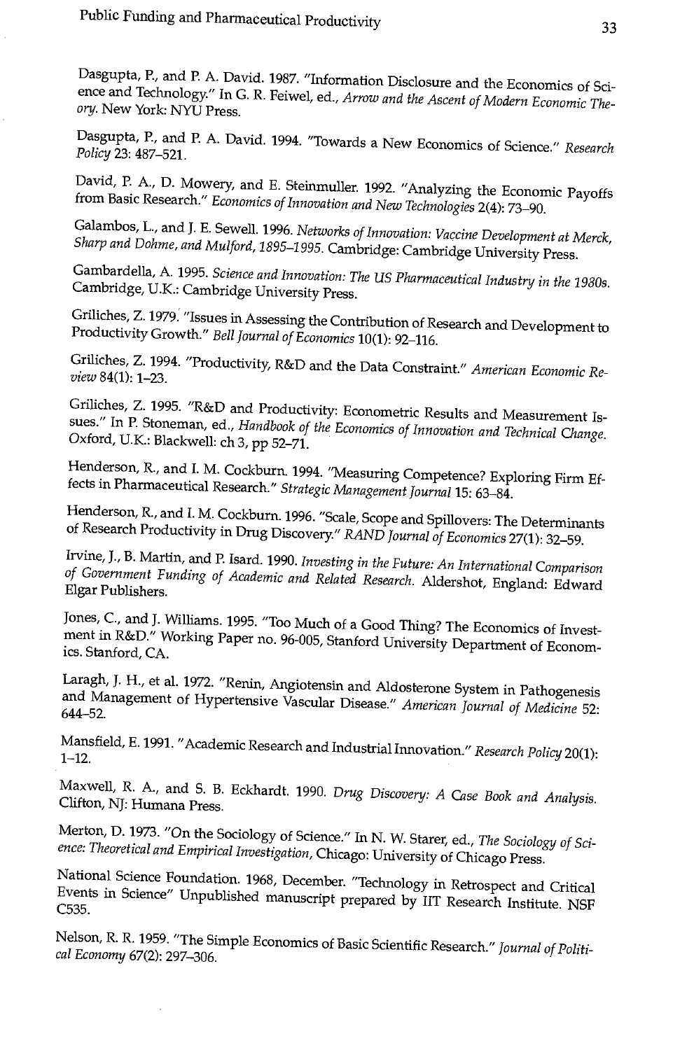Dasgupta, P., and P. A. David. 1987. "Information Disclosure and the Economics of Science and Technology." In G. R. Feiwel, ed., *Arrow and the Ascent of Modern Economic Theory*. New York: NYU Press.

Dasgupta, P., and P. A. David. 1994. "Towards a New Economics of Science." *Research Policy* 23: 487–521.

David, P. A., D. Mowery, and E. Steinmuller. 1992. "Analyzing the Economic Payoffs from Basic Research." *Economics of Innovation and New Technologies* 2(4): 73–90.

Galambos, L., and J. E. Sewell. 1996. *Networks of Innovation: Vaccine Development at Merck, Sharp and Dohme, and Mulford, 1895–1995*. Cambridge: Cambridge University Press.

Gambardella, A. 1995. *Science and Innovation: The US Pharmaceutical Industry in the 1980s*. Cambridge, U.K.: Cambridge University Press.

Griliches, Z. 1979. "Issues in Assessing the Contribution of Research and Development to Productivity Growth." *Bell Journal of Economics* 10(1): 92–116.

Griliches, Z. 1994. "Productivity, R&D and the Data Constraint." *American Economic Review* 84(1): 1–23.

Griliches, Z. 1995. "R&D and Productivity: Econometric Results and Measurement Issues." In P. Stoneman, ed., *Handbook of the Economics of Innovation and Technical Change*. Oxford, U.K.: Blackwell: ch 3, pp 52–71.

Henderson, R., and I. M. Cockburn. 1994. "Measuring Competence? Exploring Firm Effects in Pharmaceutical Research." *Strategic Management Journal* 15: 63–84.

Henderson, R., and I. M. Cockburn. 1996. "Scale, Scope and Spillovers: The Determinants of Research Productivity in Drug Discovery." *RAND Journal of Economics* 27(1): 32–59.

Irvine, J., B. Martin, and P. Isard. 1990. *Investing in the Future: An International Comparison of Government Funding of Academic and Related Research*. Aldershot, England: Edward Elgar Publishers.

Jones, C., and J. Williams. 1995. "Too Much of a Good Thing? The Economics of Investment in R&D." Working Paper no. 96-005, Stanford University Department of Economics. Stanford, CA.

Laragh, J. H., et al. 1972. "Renin, Angiotensin and Aldosterone System in Pathogenesis and Management of Hypertensive Vascular Disease." *American Journal of Medicine* 52: 644–52.

Mansfield, E. 1991. "Academic Research and Industrial Innovation." *Research Policy* 20(1): 1–12.

Maxwell, R. A., and S. B. Eckhardt. 1990. *Drug Discovery: A Case Book and Analysis*. Clifton, NJ: Humana Press.

Merton, D. 1973. "On the Sociology of Science." In N. W. Starer, ed., *The Sociology of Science: Theoretical and Empirical Investigation*, Chicago: University of Chicago Press.

National Science Foundation. 1968, December. "Technology in Retrospect and Critical Events in Science" Unpublished manuscript prepared by IIT Research Institute. NSF C535.

Nelson, R. R. 1959. "The Simple Economics of Basic Scientific Research." *Journal of Political Economy* 67(2): 297–306.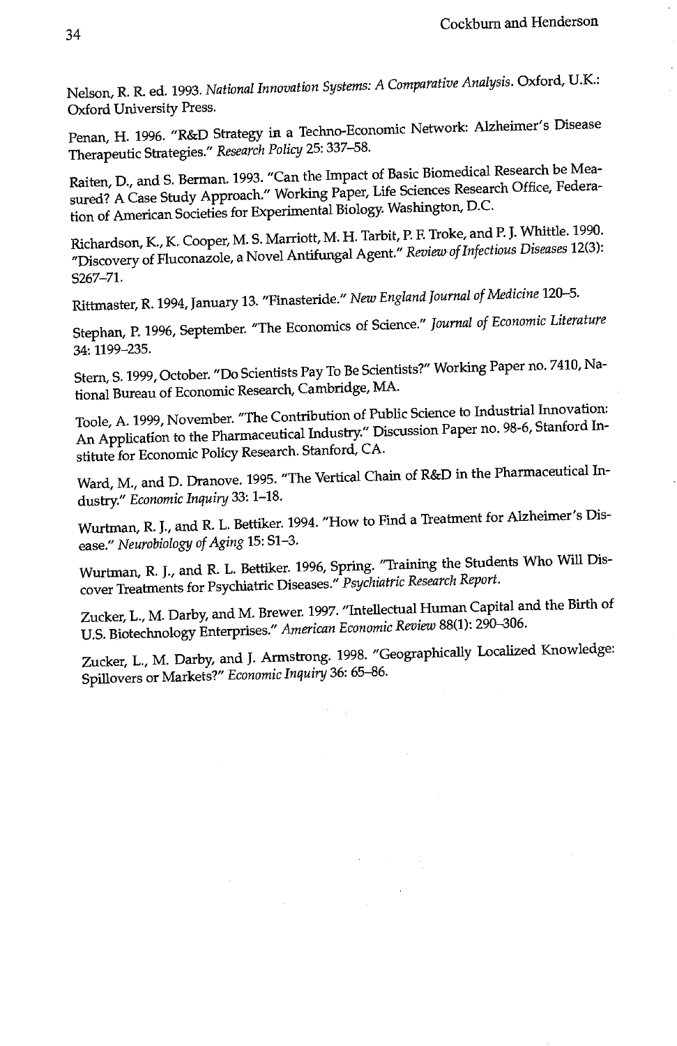Nelson, R. R. ed. 1993. *National Innovation Systems: A Comparative Analysis*. Oxford, U.K.: Oxford University Press.

Penan, H. 1996. "R&D Strategy in a Techno-Economic Network: Alzheimer's Disease Therapeutic Strategies." *Research Policy* 25: 337–58.

Raiten, D., and S. Berman. 1993. "Can the Impact of Basic Biomedical Research be Measured? A Case Study Approach." Working Paper, Life Sciences Research Office, Federation of American Societies for Experimental Biology. Washington, D.C.

Richardson, K., K. Cooper, M. S. Marriott, M. H. Tarbit, P. F. Troke, and P. J. Whittle. 1990. "Discovery of Fluconazole, a Novel Antifungal Agent." *Review of Infectious Diseases* 12(3): S267–71.

Rittmaster, R. 1994, January 13. "Finasteride." *New England Journal of Medicine* 120–5.

Stephan, P. 1996, September. "The Economics of Science." *Journal of Economic Literature* 34: 1199–235.

Stern, S. 1999, October. "Do Scientists Pay To Be Scientists?" Working Paper no. 7410, National Bureau of Economic Research, Cambridge, MA.

Toole, A. 1999, November. "The Contribution of Public Science to Industrial Innovation: An Application to the Pharmaceutical Industry." Discussion Paper no. 98-6, Stanford Institute for Economic Policy Research. Stanford, CA.

Ward, M., and D. Dranove. 1995. "The Vertical Chain of R&D in the Pharmaceutical Industry." *Economic Inquiry* 33: 1–18.

Wurtman, R. J., and R. L. Bettiker. 1994. "How to Find a Treatment for Alzheimer's Disease." *Neurobiology of Aging* 15: S1–3.

Wurtman, R. J., and R. L. Bettiker. 1996, Spring. "Training the Students Who Will Discover Treatments for Psychiatric Diseases." *Psychiatric Research Report*.

Zucker, L., M. Darby, and M. Brewer. 1997. "Intellectual Human Capital and the Birth of U.S. Biotechnology Enterprises." *American Economic Review* 88(1): 290–306.

Zucker, L., M. Darby, and J. Armstrong. 1998. "Geographically Localized Knowledge: Spillovers or Markets?" *Economic Inquiry* 36: 65–86.